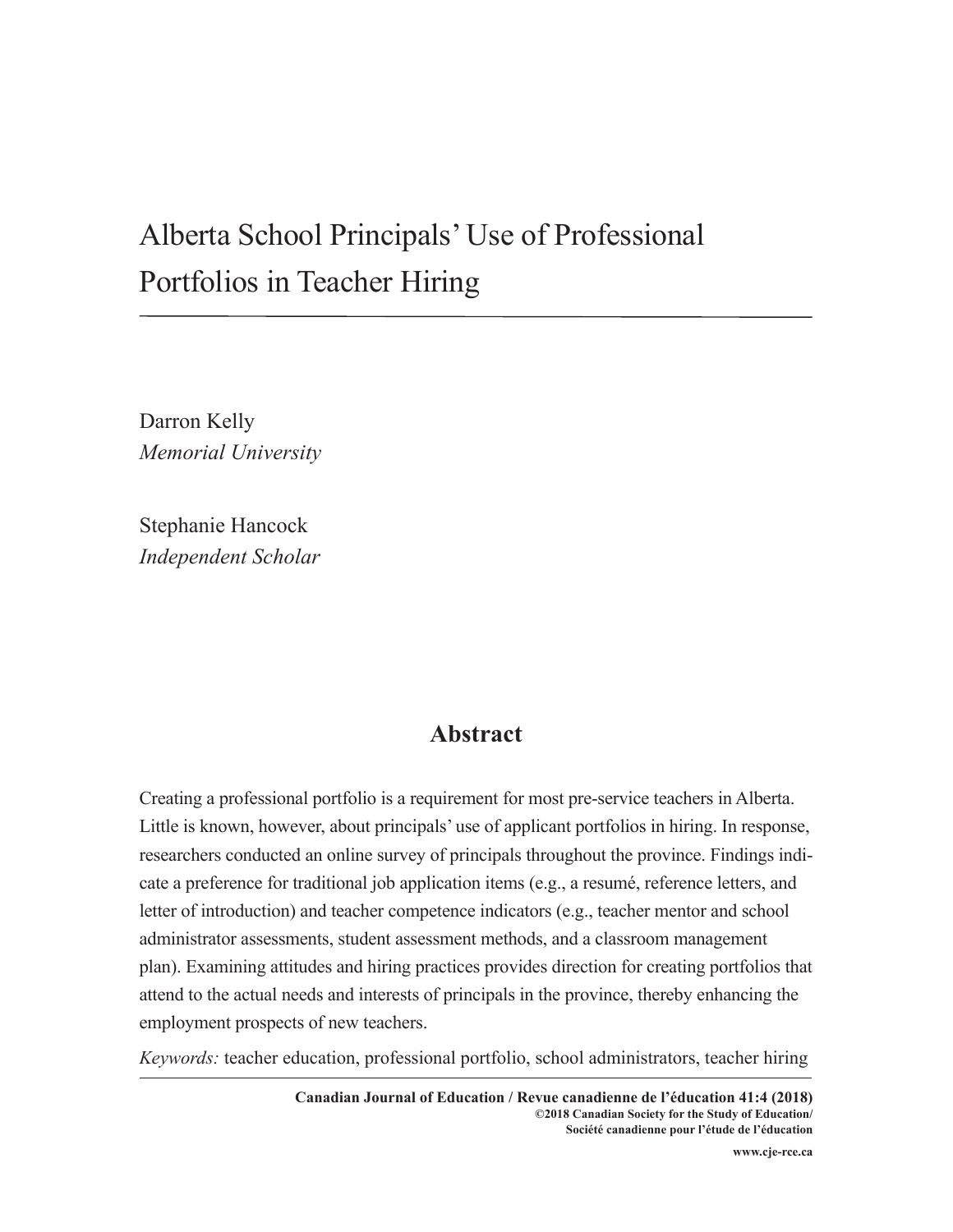# Alberta School Principals' Use of Professional Portfolios in Teacher Hiring

Darron Kelly
*Memorial University*

Stephanie Hancock
*Independent Scholar*

## Abstract

Creating a professional portfolio is a requirement for most pre-service teachers in Alberta. Little is known, however, about principals' use of applicant portfolios in hiring. In response, researchers conducted an online survey of principals throughout the province. Findings indicate a preference for traditional job application items (e.g., a resumé, reference letters, and letter of introduction) and teacher competence indicators (e.g., teacher mentor and school administrator assessments, student assessment methods, and a classroom management plan). Examining attitudes and hiring practices provides direction for creating portfolios that attend to the actual needs and interests of principals in the province, thereby enhancing the employment prospects of new teachers.

*Keywords:* teacher education, professional portfolio, school administrators, teacher hiring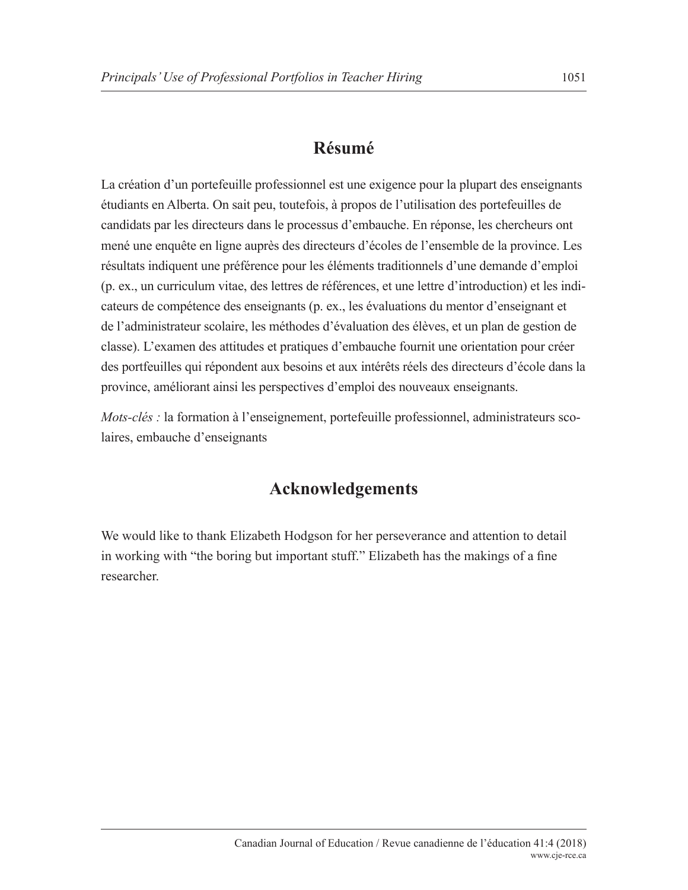## Résumé

La création d'un portefeuille professionnel est une exigence pour la plupart des enseignants étudiants en Alberta. On sait peu, toutefois, à propos de l'utilisation des portefeuilles de candidats par les directeurs dans le processus d'embauche. En réponse, les chercheurs ont mené une enquête en ligne auprès des directeurs d'écoles de l'ensemble de la province. Les résultats indiquent une préférence pour les éléments traditionnels d'une demande d'emploi (p. ex., un curriculum vitae, des lettres de références, et une lettre d'introduction) et les indicateurs de compétence des enseignants (p. ex., les évaluations du mentor d'enseignant et de l'administrateur scolaire, les méthodes d'évaluation des élèves, et un plan de gestion de classe). L'examen des attitudes et pratiques d'embauche fournit une orientation pour créer des portfeuilles qui répondent aux besoins et aux intérêts réels des directeurs d'école dans la province, améliorant ainsi les perspectives d'emploi des nouveaux enseignants.

*Mots-clés :* la formation à l'enseignement, portefeuille professionnel, administrateurs scolaires, embauche d'enseignants

## Acknowledgements

We would like to thank Elizabeth Hodgson for her perseverance and attention to detail in working with "the boring but important stuff." Elizabeth has the makings of a fine researcher.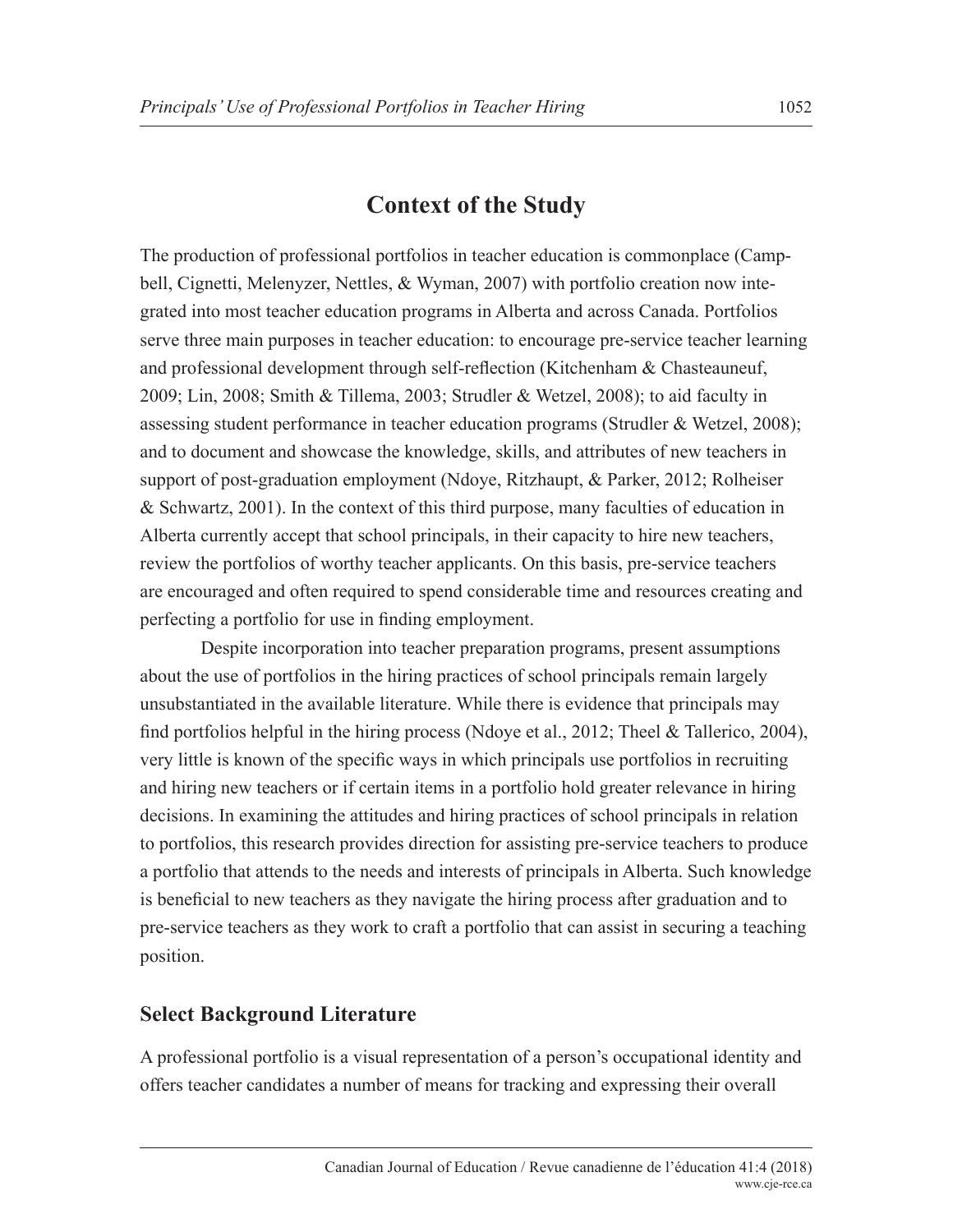# Context of the Study

The production of professional portfolios in teacher education is commonplace (Campbell, Cignetti, Melenyzer, Nettles, & Wyman, 2007) with portfolio creation now integrated into most teacher education programs in Alberta and across Canada. Portfolios serve three main purposes in teacher education: to encourage pre-service teacher learning and professional development through self-reflection (Kitchenham & Chasteauneuf, 2009; Lin, 2008; Smith & Tillema, 2003; Strudler & Wetzel, 2008); to aid faculty in assessing student performance in teacher education programs (Strudler & Wetzel, 2008); and to document and showcase the knowledge, skills, and attributes of new teachers in support of post-graduation employment (Ndoye, Ritzhaupt, & Parker, 2012; Rolheiser & Schwartz, 2001). In the context of this third purpose, many faculties of education in Alberta currently accept that school principals, in their capacity to hire new teachers, review the portfolios of worthy teacher applicants. On this basis, pre-service teachers are encouraged and often required to spend considerable time and resources creating and perfecting a portfolio for use in finding employment.

Despite incorporation into teacher preparation programs, present assumptions about the use of portfolios in the hiring practices of school principals remain largely unsubstantiated in the available literature. While there is evidence that principals may find portfolios helpful in the hiring process (Ndoye et al., 2012; Theel & Tallerico, 2004), very little is known of the specific ways in which principals use portfolios in recruiting and hiring new teachers or if certain items in a portfolio hold greater relevance in hiring decisions. In examining the attitudes and hiring practices of school principals in relation to portfolios, this research provides direction for assisting pre-service teachers to produce a portfolio that attends to the needs and interests of principals in Alberta. Such knowledge is beneficial to new teachers as they navigate the hiring process after graduation and to pre-service teachers as they work to craft a portfolio that can assist in securing a teaching position.

## Select Background Literature

A professional portfolio is a visual representation of a person's occupational identity and offers teacher candidates a number of means for tracking and expressing their overall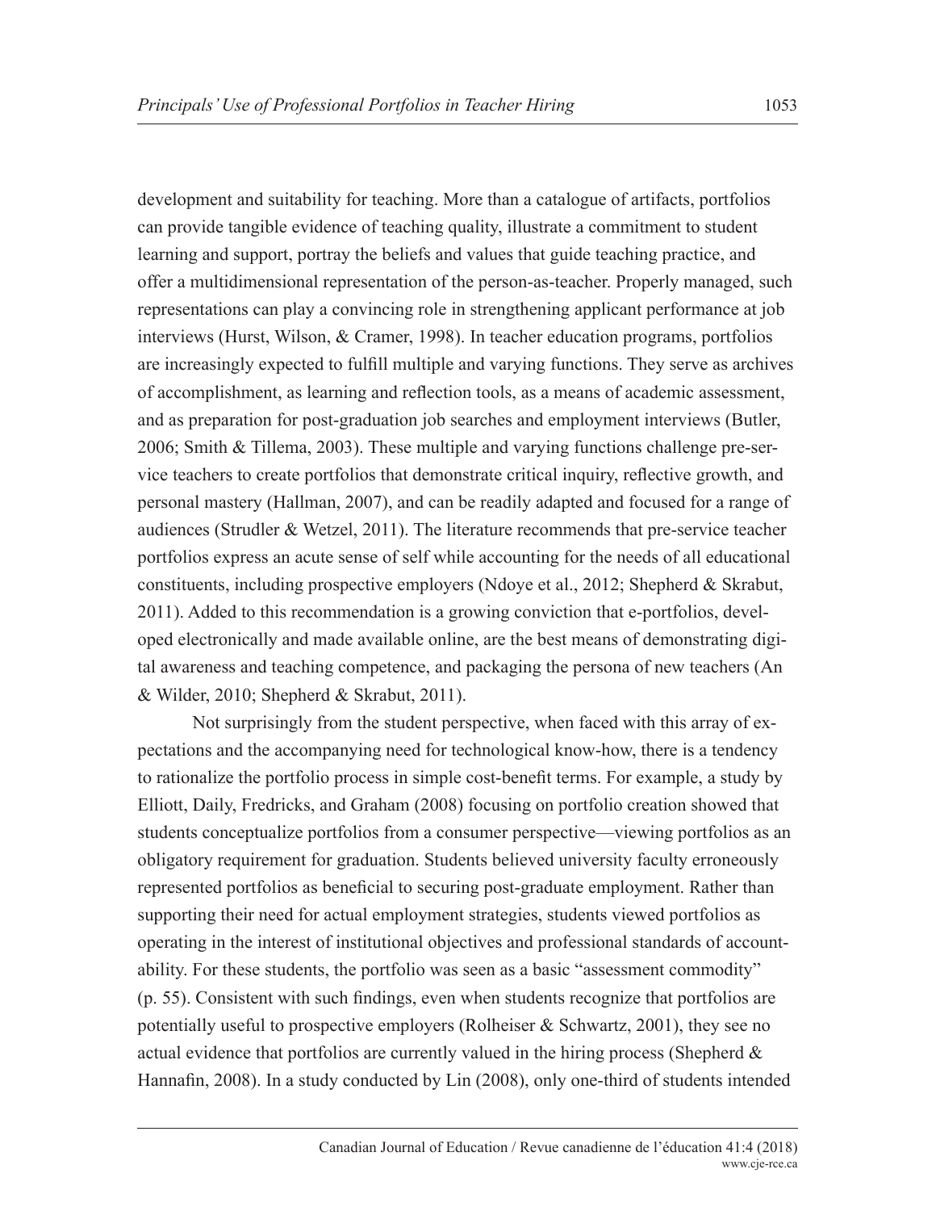development and suitability for teaching. More than a catalogue of artifacts, portfolios can provide tangible evidence of teaching quality, illustrate a commitment to student learning and support, portray the beliefs and values that guide teaching practice, and offer a multidimensional representation of the person-as-teacher. Properly managed, such representations can play a convincing role in strengthening applicant performance at job interviews (Hurst, Wilson, & Cramer, 1998). In teacher education programs, portfolios are increasingly expected to fulfill multiple and varying functions. They serve as archives of accomplishment, as learning and reflection tools, as a means of academic assessment, and as preparation for post-graduation job searches and employment interviews (Butler, 2006; Smith & Tillema, 2003). These multiple and varying functions challenge pre-service teachers to create portfolios that demonstrate critical inquiry, reflective growth, and personal mastery (Hallman, 2007), and can be readily adapted and focused for a range of audiences (Strudler & Wetzel, 2011). The literature recommends that pre-service teacher portfolios express an acute sense of self while accounting for the needs of all educational constituents, including prospective employers (Ndoye et al., 2012; Shepherd & Skrabut, 2011). Added to this recommendation is a growing conviction that e-portfolios, developed electronically and made available online, are the best means of demonstrating digital awareness and teaching competence, and packaging the persona of new teachers (An & Wilder, 2010; Shepherd & Skrabut, 2011).

Not surprisingly from the student perspective, when faced with this array of expectations and the accompanying need for technological know-how, there is a tendency to rationalize the portfolio process in simple cost-benefit terms. For example, a study by Elliott, Daily, Fredricks, and Graham (2008) focusing on portfolio creation showed that students conceptualize portfolios from a consumer perspective—viewing portfolios as an obligatory requirement for graduation. Students believed university faculty erroneously represented portfolios as beneficial to securing post-graduate employment. Rather than supporting their need for actual employment strategies, students viewed portfolios as operating in the interest of institutional objectives and professional standards of accountability. For these students, the portfolio was seen as a basic "assessment commodity" (p. 55). Consistent with such findings, even when students recognize that portfolios are potentially useful to prospective employers (Rolheiser & Schwartz, 2001), they see no actual evidence that portfolios are currently valued in the hiring process (Shepherd & Hannafin, 2008). In a study conducted by Lin (2008), only one-third of students intended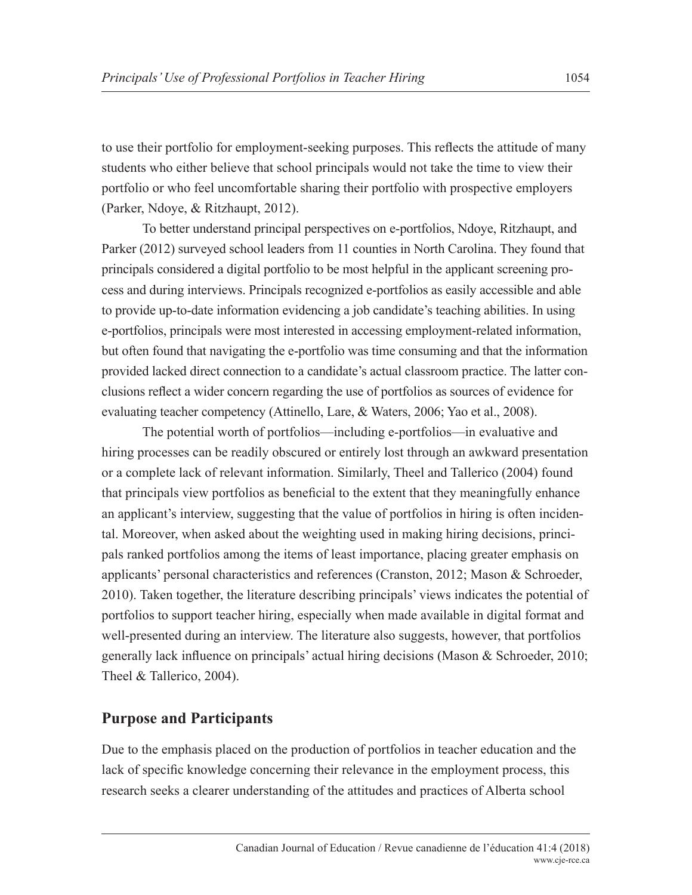to use their portfolio for employment-seeking purposes. This reflects the attitude of many students who either believe that school principals would not take the time to view their portfolio or who feel uncomfortable sharing their portfolio with prospective employers (Parker, Ndoye, & Ritzhaupt, 2012).

To better understand principal perspectives on e-portfolios, Ndoye, Ritzhaupt, and Parker (2012) surveyed school leaders from 11 counties in North Carolina. They found that principals considered a digital portfolio to be most helpful in the applicant screening process and during interviews. Principals recognized e-portfolios as easily accessible and able to provide up-to-date information evidencing a job candidate's teaching abilities. In using e-portfolios, principals were most interested in accessing employment-related information, but often found that navigating the e-portfolio was time consuming and that the information provided lacked direct connection to a candidate's actual classroom practice. The latter conclusions reflect a wider concern regarding the use of portfolios as sources of evidence for evaluating teacher competency (Attinello, Lare, & Waters, 2006; Yao et al., 2008).

The potential worth of portfolios—including e-portfolios—in evaluative and hiring processes can be readily obscured or entirely lost through an awkward presentation or a complete lack of relevant information. Similarly, Theel and Tallerico (2004) found that principals view portfolios as beneficial to the extent that they meaningfully enhance an applicant's interview, suggesting that the value of portfolios in hiring is often incidental. Moreover, when asked about the weighting used in making hiring decisions, principals ranked portfolios among the items of least importance, placing greater emphasis on applicants' personal characteristics and references (Cranston, 2012; Mason & Schroeder, 2010). Taken together, the literature describing principals' views indicates the potential of portfolios to support teacher hiring, especially when made available in digital format and well-presented during an interview. The literature also suggests, however, that portfolios generally lack influence on principals' actual hiring decisions (Mason & Schroeder, 2010; Theel & Tallerico, 2004).

## Purpose and Participants

Due to the emphasis placed on the production of portfolios in teacher education and the lack of specific knowledge concerning their relevance in the employment process, this research seeks a clearer understanding of the attitudes and practices of Alberta school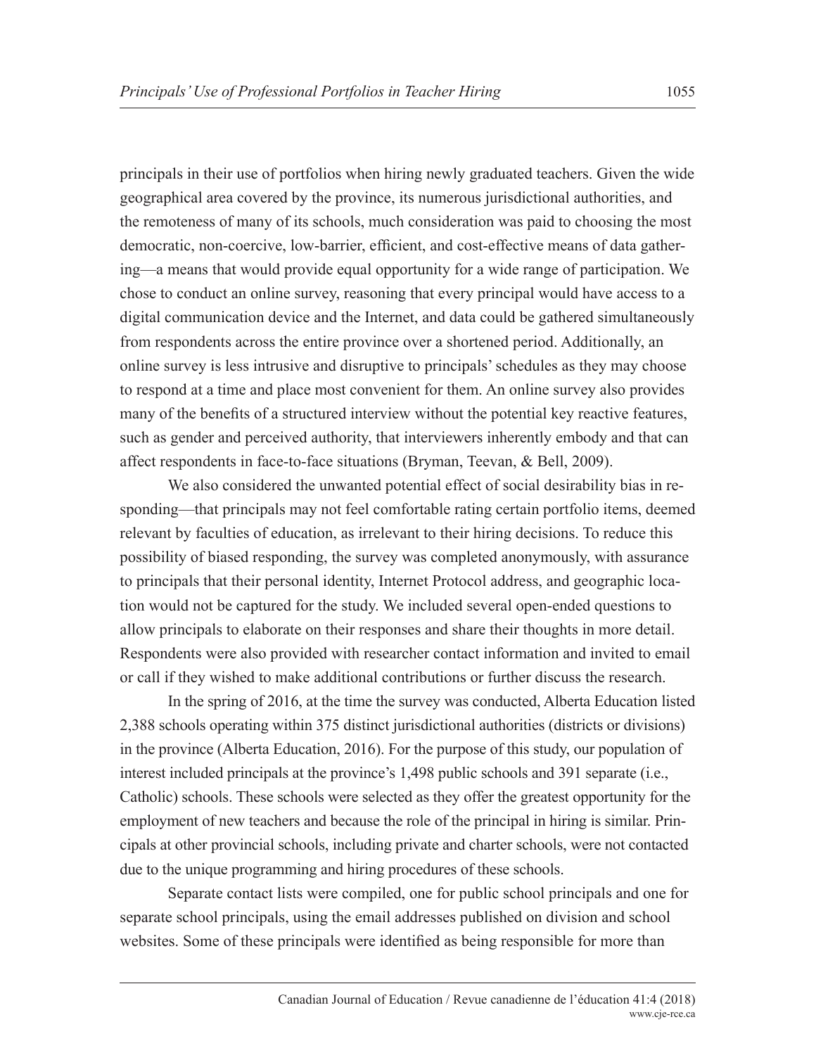principals in their use of portfolios when hiring newly graduated teachers. Given the wide geographical area covered by the province, its numerous jurisdictional authorities, and the remoteness of many of its schools, much consideration was paid to choosing the most democratic, non-coercive, low-barrier, efficient, and cost-effective means of data gathering—a means that would provide equal opportunity for a wide range of participation. We chose to conduct an online survey, reasoning that every principal would have access to a digital communication device and the Internet, and data could be gathered simultaneously from respondents across the entire province over a shortened period. Additionally, an online survey is less intrusive and disruptive to principals' schedules as they may choose to respond at a time and place most convenient for them. An online survey also provides many of the benefits of a structured interview without the potential key reactive features, such as gender and perceived authority, that interviewers inherently embody and that can affect respondents in face-to-face situations (Bryman, Teevan, & Bell, 2009).

We also considered the unwanted potential effect of social desirability bias in responding—that principals may not feel comfortable rating certain portfolio items, deemed relevant by faculties of education, as irrelevant to their hiring decisions. To reduce this possibility of biased responding, the survey was completed anonymously, with assurance to principals that their personal identity, Internet Protocol address, and geographic location would not be captured for the study. We included several open-ended questions to allow principals to elaborate on their responses and share their thoughts in more detail. Respondents were also provided with researcher contact information and invited to email or call if they wished to make additional contributions or further discuss the research.

In the spring of 2016, at the time the survey was conducted, Alberta Education listed 2,388 schools operating within 375 distinct jurisdictional authorities (districts or divisions) in the province (Alberta Education, 2016). For the purpose of this study, our population of interest included principals at the province's 1,498 public schools and 391 separate (i.e., Catholic) schools. These schools were selected as they offer the greatest opportunity for the employment of new teachers and because the role of the principal in hiring is similar. Principals at other provincial schools, including private and charter schools, were not contacted due to the unique programming and hiring procedures of these schools.

Separate contact lists were compiled, one for public school principals and one for separate school principals, using the email addresses published on division and school websites. Some of these principals were identified as being responsible for more than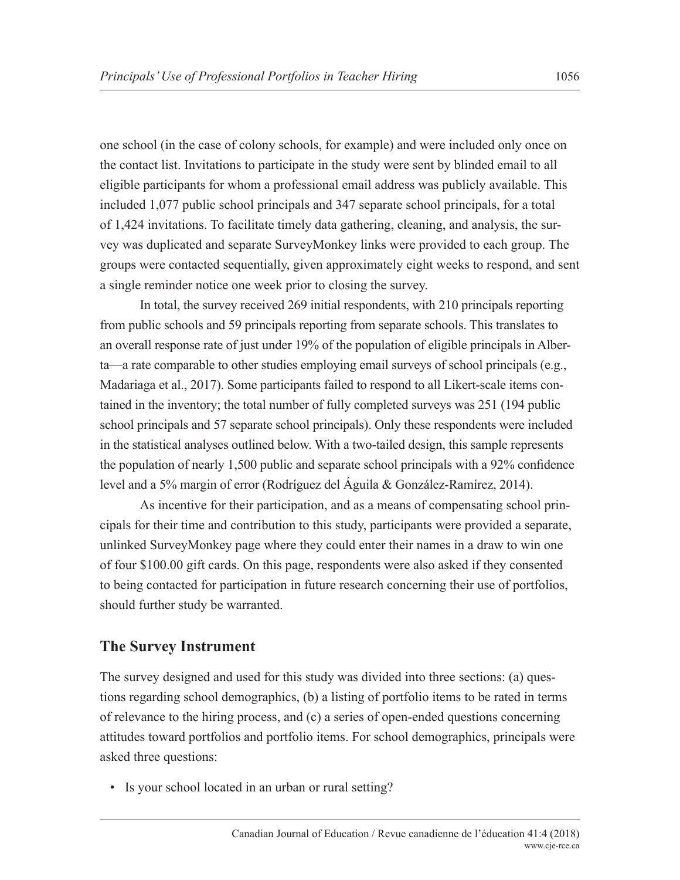one school (in the case of colony schools, for example) and were included only once on the contact list. Invitations to participate in the study were sent by blinded email to all eligible participants for whom a professional email address was publicly available. This included 1,077 public school principals and 347 separate school principals, for a total of 1,424 invitations. To facilitate timely data gathering, cleaning, and analysis, the survey was duplicated and separate SurveyMonkey links were provided to each group. The groups were contacted sequentially, given approximately eight weeks to respond, and sent a single reminder notice one week prior to closing the survey.

In total, the survey received 269 initial respondents, with 210 principals reporting from public schools and 59 principals reporting from separate schools. This translates to an overall response rate of just under 19% of the population of eligible principals in Alberta—a rate comparable to other studies employing email surveys of school principals (e.g., Madariaga et al., 2017). Some participants failed to respond to all Likert-scale items contained in the inventory; the total number of fully completed surveys was 251 (194 public school principals and 57 separate school principals). Only these respondents were included in the statistical analyses outlined below. With a two-tailed design, this sample represents the population of nearly 1,500 public and separate school principals with a 92% confidence level and a 5% margin of error (Rodríguez del Águila & González-Ramírez, 2014).

As incentive for their participation, and as a means of compensating school principals for their time and contribution to this study, participants were provided a separate, unlinked SurveyMonkey page where they could enter their names in a draw to win one of four $100.00 gift cards. On this page, respondents were also asked if they consented to being contacted for participation in future research concerning their use of portfolios, should further study be warranted.

## The Survey Instrument

The survey designed and used for this study was divided into three sections: (a) questions regarding school demographics, (b) a listing of portfolio items to be rated in terms of relevance to the hiring process, and (c) a series of open-ended questions concerning attitudes toward portfolios and portfolio items. For school demographics, principals were asked three questions:

- Is your school located in an urban or rural setting?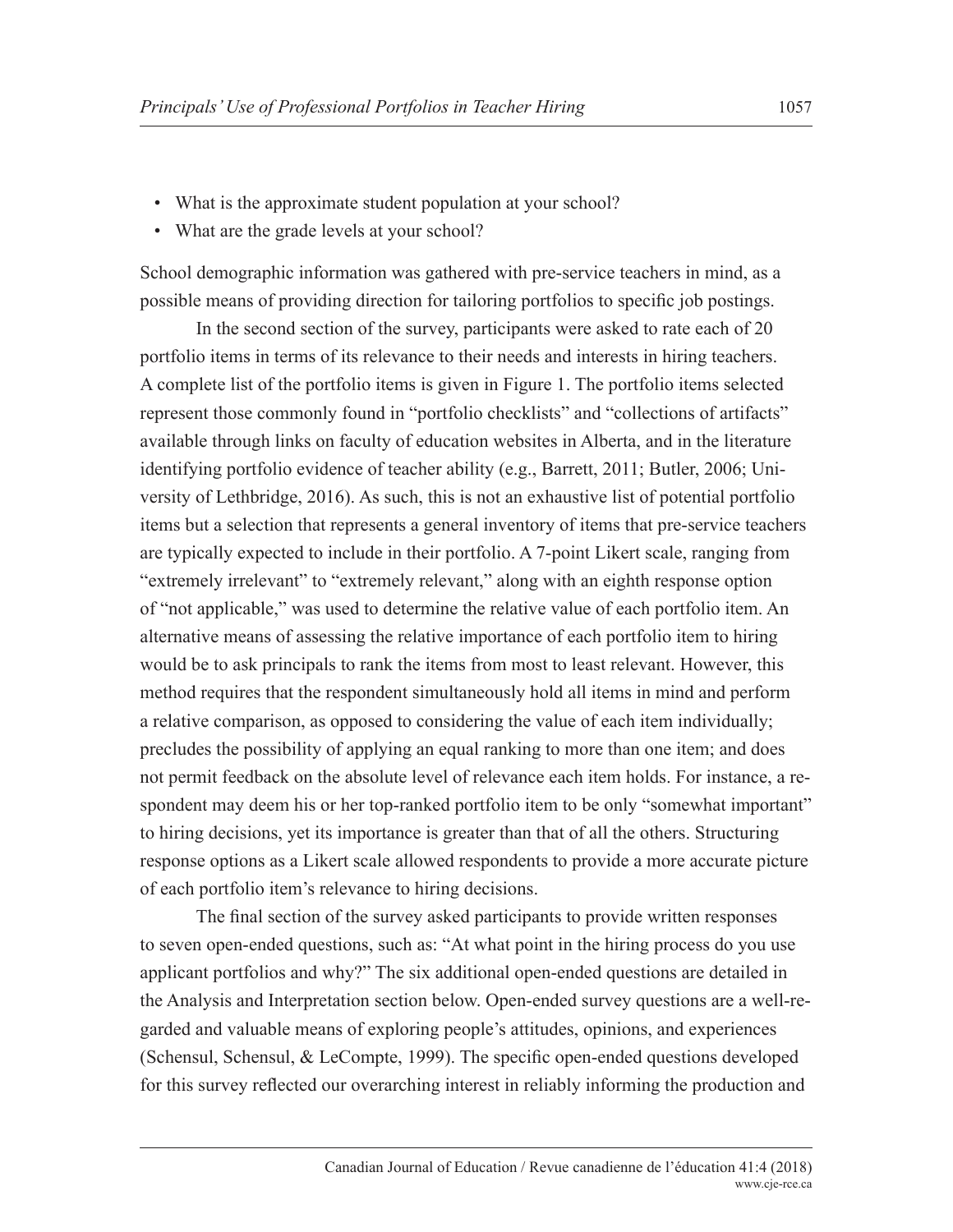- What is the approximate student population at your school?
- What are the grade levels at your school?

School demographic information was gathered with pre-service teachers in mind, as a possible means of providing direction for tailoring portfolios to specific job postings.

In the second section of the survey, participants were asked to rate each of 20 portfolio items in terms of its relevance to their needs and interests in hiring teachers. A complete list of the portfolio items is given in Figure 1. The portfolio items selected represent those commonly found in "portfolio checklists" and "collections of artifacts" available through links on faculty of education websites in Alberta, and in the literature identifying portfolio evidence of teacher ability (e.g., Barrett, 2011; Butler, 2006; University of Lethbridge, 2016). As such, this is not an exhaustive list of potential portfolio items but a selection that represents a general inventory of items that pre-service teachers are typically expected to include in their portfolio. A 7-point Likert scale, ranging from "extremely irrelevant" to "extremely relevant," along with an eighth response option of "not applicable," was used to determine the relative value of each portfolio item. An alternative means of assessing the relative importance of each portfolio item to hiring would be to ask principals to rank the items from most to least relevant. However, this method requires that the respondent simultaneously hold all items in mind and perform a relative comparison, as opposed to considering the value of each item individually; precludes the possibility of applying an equal ranking to more than one item; and does not permit feedback on the absolute level of relevance each item holds. For instance, a respondent may deem his or her top-ranked portfolio item to be only "somewhat important" to hiring decisions, yet its importance is greater than that of all the others. Structuring response options as a Likert scale allowed respondents to provide a more accurate picture of each portfolio item's relevance to hiring decisions.

The final section of the survey asked participants to provide written responses to seven open-ended questions, such as: "At what point in the hiring process do you use applicant portfolios and why?" The six additional open-ended questions are detailed in the Analysis and Interpretation section below. Open-ended survey questions are a well-regarded and valuable means of exploring people's attitudes, opinions, and experiences (Schensul, Schensul, & LeCompte, 1999). The specific open-ended questions developed for this survey reflected our overarching interest in reliably informing the production and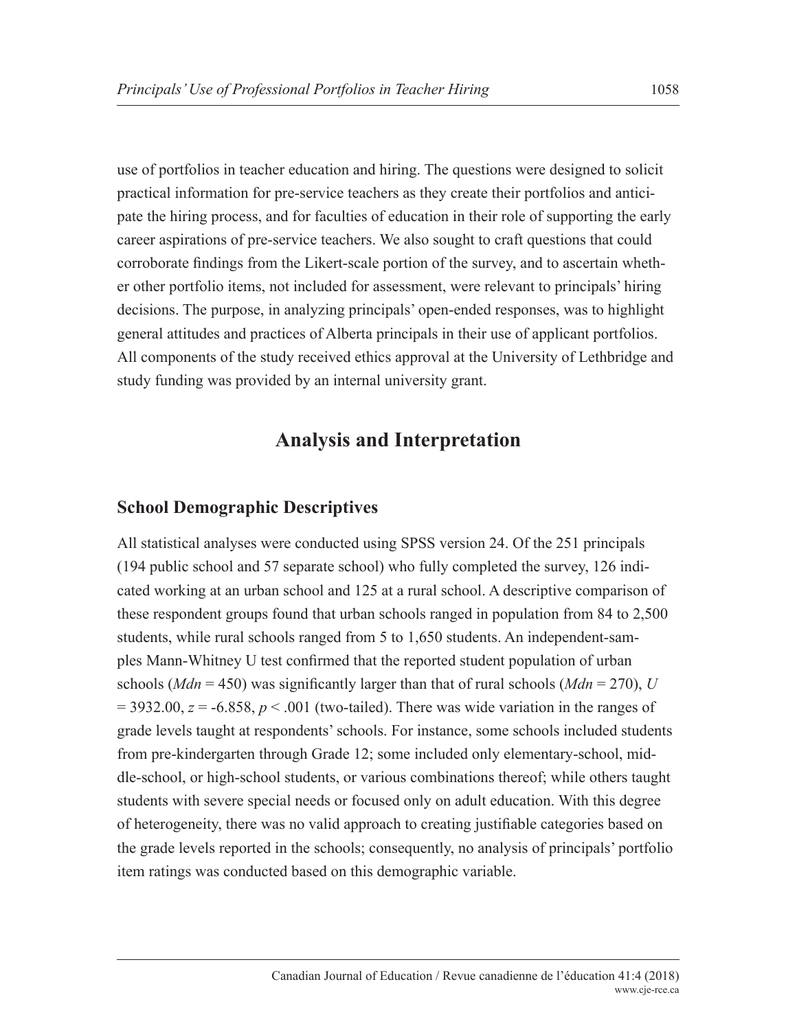use of portfolios in teacher education and hiring. The questions were designed to solicit practical information for pre-service teachers as they create their portfolios and anticipate the hiring process, and for faculties of education in their role of supporting the early career aspirations of pre-service teachers. We also sought to craft questions that could corroborate findings from the Likert-scale portion of the survey, and to ascertain whether other portfolio items, not included for assessment, were relevant to principals' hiring decisions. The purpose, in analyzing principals' open-ended responses, was to highlight general attitudes and practices of Alberta principals in their use of applicant portfolios. All components of the study received ethics approval at the University of Lethbridge and study funding was provided by an internal university grant.

# Analysis and Interpretation

## School Demographic Descriptives

All statistical analyses were conducted using SPSS version 24. Of the 251 principals (194 public school and 57 separate school) who fully completed the survey, 126 indicated working at an urban school and 125 at a rural school. A descriptive comparison of these respondent groups found that urban schools ranged in population from 84 to 2,500 students, while rural schools ranged from 5 to 1,650 students. An independent-samples Mann-Whitney U test confirmed that the reported student population of urban schools (*Mdn* = 450) was significantly larger than that of rural schools (*Mdn* = 270), $U = 3932.00$, $z = -6.858$, $p < .001$ (two-tailed). There was wide variation in the ranges of grade levels taught at respondents' schools. For instance, some schools included students from pre-kindergarten through Grade 12; some included only elementary-school, middle-school, or high-school students, or various combinations thereof; while others taught students with severe special needs or focused only on adult education. With this degree of heterogeneity, there was no valid approach to creating justifiable categories based on the grade levels reported in the schools; consequently, no analysis of principals' portfolio item ratings was conducted based on this demographic variable.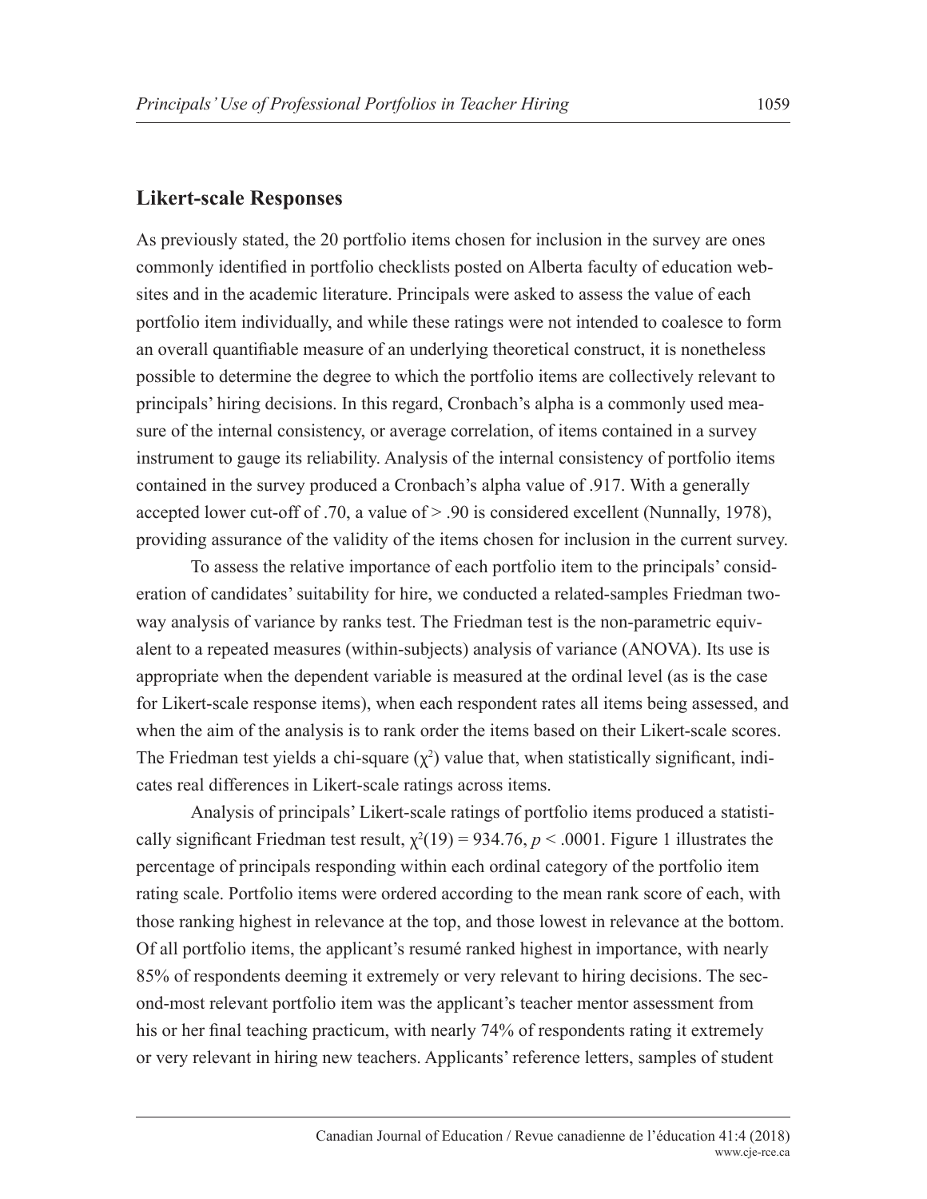## Likert-scale Responses

As previously stated, the 20 portfolio items chosen for inclusion in the survey are ones commonly identified in portfolio checklists posted on Alberta faculty of education websites and in the academic literature. Principals were asked to assess the value of each portfolio item individually, and while these ratings were not intended to coalesce to form an overall quantifiable measure of an underlying theoretical construct, it is nonetheless possible to determine the degree to which the portfolio items are collectively relevant to principals' hiring decisions. In this regard, Cronbach's alpha is a commonly used measure of the internal consistency, or average correlation, of items contained in a survey instrument to gauge its reliability. Analysis of the internal consistency of portfolio items contained in the survey produced a Cronbach's alpha value of .917. With a generally accepted lower cut-off of .70, a value of > .90 is considered excellent (Nunnally, 1978), providing assurance of the validity of the items chosen for inclusion in the current survey.

To assess the relative importance of each portfolio item to the principals' consideration of candidates' suitability for hire, we conducted a related-samples Friedman two-way analysis of variance by ranks test. The Friedman test is the non-parametric equivalent to a repeated measures (within-subjects) analysis of variance (ANOVA). Its use is appropriate when the dependent variable is measured at the ordinal level (as is the case for Likert-scale response items), when each respondent rates all items being assessed, and when the aim of the analysis is to rank order the items based on their Likert-scale scores. The Friedman test yields a chi-square ($\chi^2$) value that, when statistically significant, indicates real differences in Likert-scale ratings across items.

Analysis of principals' Likert-scale ratings of portfolio items produced a statistically significant Friedman test result, $\chi^2(19) = 934.76$, $p < .0001$. Figure 1 illustrates the percentage of principals responding within each ordinal category of the portfolio item rating scale. Portfolio items were ordered according to the mean rank score of each, with those ranking highest in relevance at the top, and those lowest in relevance at the bottom. Of all portfolio items, the applicant's resumé ranked highest in importance, with nearly 85% of respondents deeming it extremely or very relevant to hiring decisions. The second-most relevant portfolio item was the applicant's teacher mentor assessment from his or her final teaching practicum, with nearly 74% of respondents rating it extremely or very relevant in hiring new teachers. Applicants' reference letters, samples of student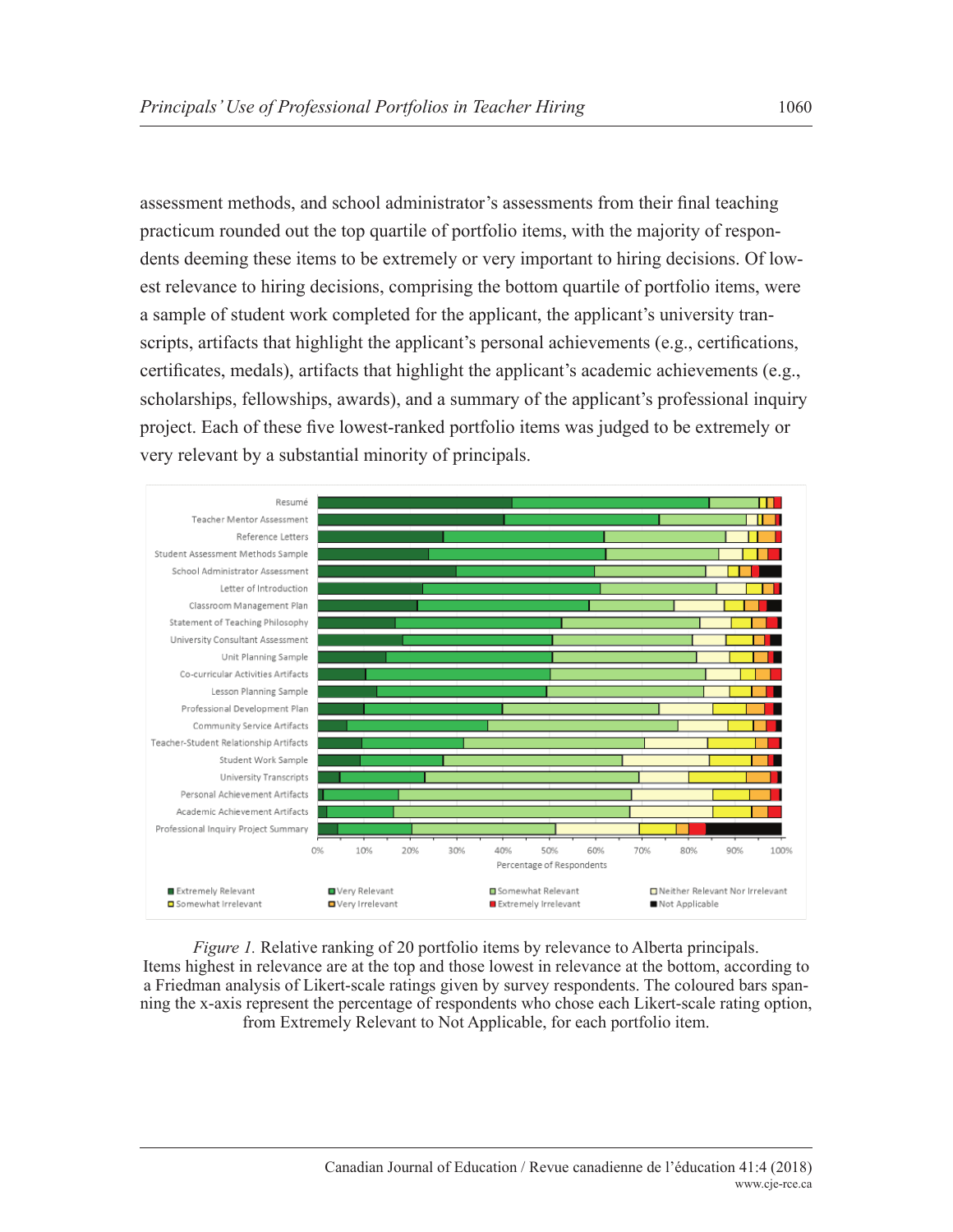assessment methods, and school administrator's assessments from their final teaching practicum rounded out the top quartile of portfolio items, with the majority of respondents deeming these items to be extremely or very important to hiring decisions. Of lowest relevance to hiring decisions, comprising the bottom quartile of portfolio items, were a sample of student work completed for the applicant, the applicant's university transcripts, artifacts that highlight the applicant's personal achievements (e.g., certifications, certificates, medals), artifacts that highlight the applicant's academic achievements (e.g., scholarships, fellowships, awards), and a summary of the applicant's professional inquiry project. Each of these five lowest-ranked portfolio items was judged to be extremely or very relevant by a substantial minority of principals.

*Figure 1.* Relative ranking of 20 portfolio items by relevance to Alberta principals. Items highest in relevance are at the top and those lowest in relevance at the bottom, according to a Friedman analysis of Likert-scale ratings given by survey respondents. The coloured bars spanning the x-axis represent the percentage of respondents who chose each Likert-scale rating option, from Extremely Relevant to Not Applicable, for each portfolio item.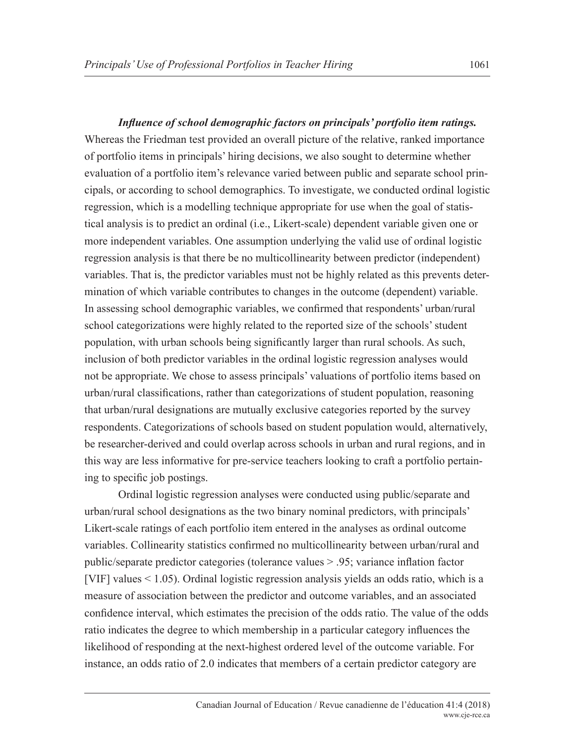***Influence of school demographic factors on principals' portfolio item ratings.*** Whereas the Friedman test provided an overall picture of the relative, ranked importance of portfolio items in principals' hiring decisions, we also sought to determine whether evaluation of a portfolio item's relevance varied between public and separate school principals, or according to school demographics. To investigate, we conducted ordinal logistic regression, which is a modelling technique appropriate for use when the goal of statistical analysis is to predict an ordinal (i.e., Likert-scale) dependent variable given one or more independent variables. One assumption underlying the valid use of ordinal logistic regression analysis is that there be no multicollinearity between predictor (independent) variables. That is, the predictor variables must not be highly related as this prevents determination of which variable contributes to changes in the outcome (dependent) variable. In assessing school demographic variables, we confirmed that respondents' urban/rural school categorizations were highly related to the reported size of the schools' student population, with urban schools being significantly larger than rural schools. As such, inclusion of both predictor variables in the ordinal logistic regression analyses would not be appropriate. We chose to assess principals' valuations of portfolio items based on urban/rural classifications, rather than categorizations of student population, reasoning that urban/rural designations are mutually exclusive categories reported by the survey respondents. Categorizations of schools based on student population would, alternatively, be researcher-derived and could overlap across schools in urban and rural regions, and in this way are less informative for pre-service teachers looking to craft a portfolio pertaining to specific job postings.

Ordinal logistic regression analyses were conducted using public/separate and urban/rural school designations as the two binary nominal predictors, with principals' Likert-scale ratings of each portfolio item entered in the analyses as ordinal outcome variables. Collinearity statistics confirmed no multicollinearity between urban/rural and public/separate predictor categories (tolerance values $> .95$; variance inflation factor [VIF] values $< 1.05$). Ordinal logistic regression analysis yields an odds ratio, which is a measure of association between the predictor and outcome variables, and an associated confidence interval, which estimates the precision of the odds ratio. The value of the odds ratio indicates the degree to which membership in a particular category influences the likelihood of responding at the next-highest ordered level of the outcome variable. For instance, an odds ratio of 2.0 indicates that members of a certain predictor category are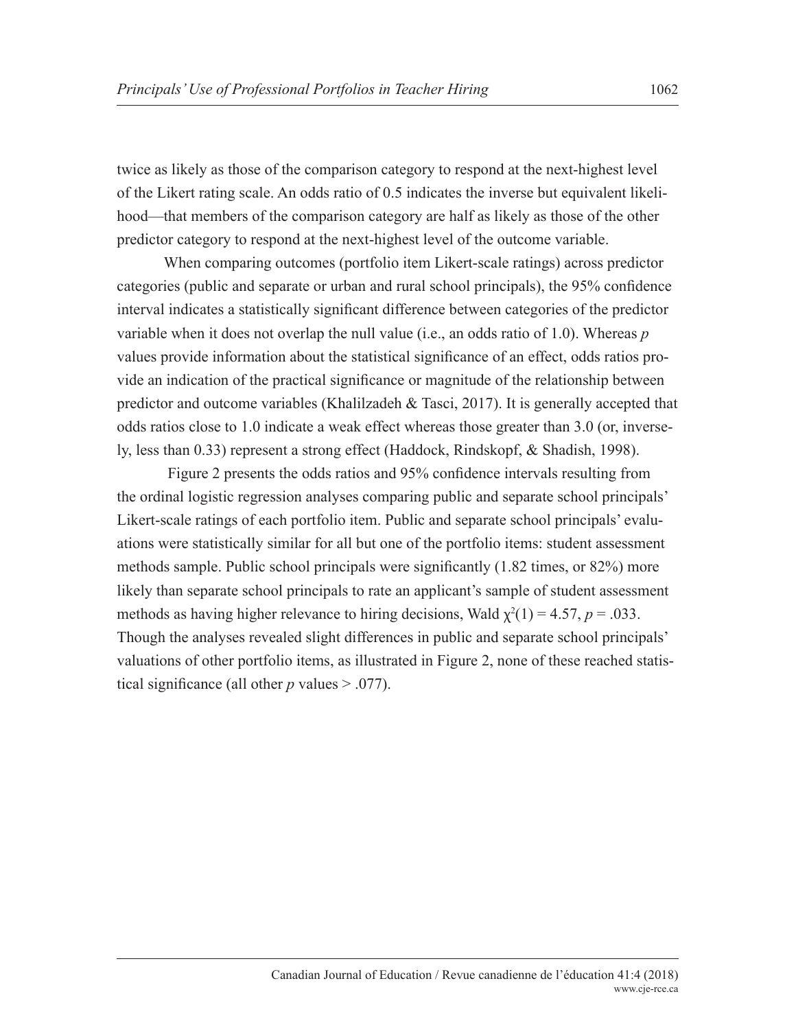twice as likely as those of the comparison category to respond at the next-highest level of the Likert rating scale. An odds ratio of 0.5 indicates the inverse but equivalent likelihood—that members of the comparison category are half as likely as those of the other predictor category to respond at the next-highest level of the outcome variable.

When comparing outcomes (portfolio item Likert-scale ratings) across predictor categories (public and separate or urban and rural school principals), the 95% confidence interval indicates a statistically significant difference between categories of the predictor variable when it does not overlap the null value (i.e., an odds ratio of 1.0). Whereas *p* values provide information about the statistical significance of an effect, odds ratios provide an indication of the practical significance or magnitude of the relationship between predictor and outcome variables (Khalilzadeh & Tasci, 2017). It is generally accepted that odds ratios close to 1.0 indicate a weak effect whereas those greater than 3.0 (or, inversely, less than 0.33) represent a strong effect (Haddock, Rindskopf, & Shadish, 1998).

Figure 2 presents the odds ratios and 95% confidence intervals resulting from the ordinal logistic regression analyses comparing public and separate school principals' Likert-scale ratings of each portfolio item. Public and separate school principals' evaluations were statistically similar for all but one of the portfolio items: student assessment methods sample. Public school principals were significantly (1.82 times, or 82%) more likely than separate school principals to rate an applicant's sample of student assessment methods as having higher relevance to hiring decisions, Wald $\chi^2(1) = 4.57$, $p = .033$. Though the analyses revealed slight differences in public and separate school principals' valuations of other portfolio items, as illustrated in Figure 2, none of these reached statistical significance (all other $p$ values $> .077$).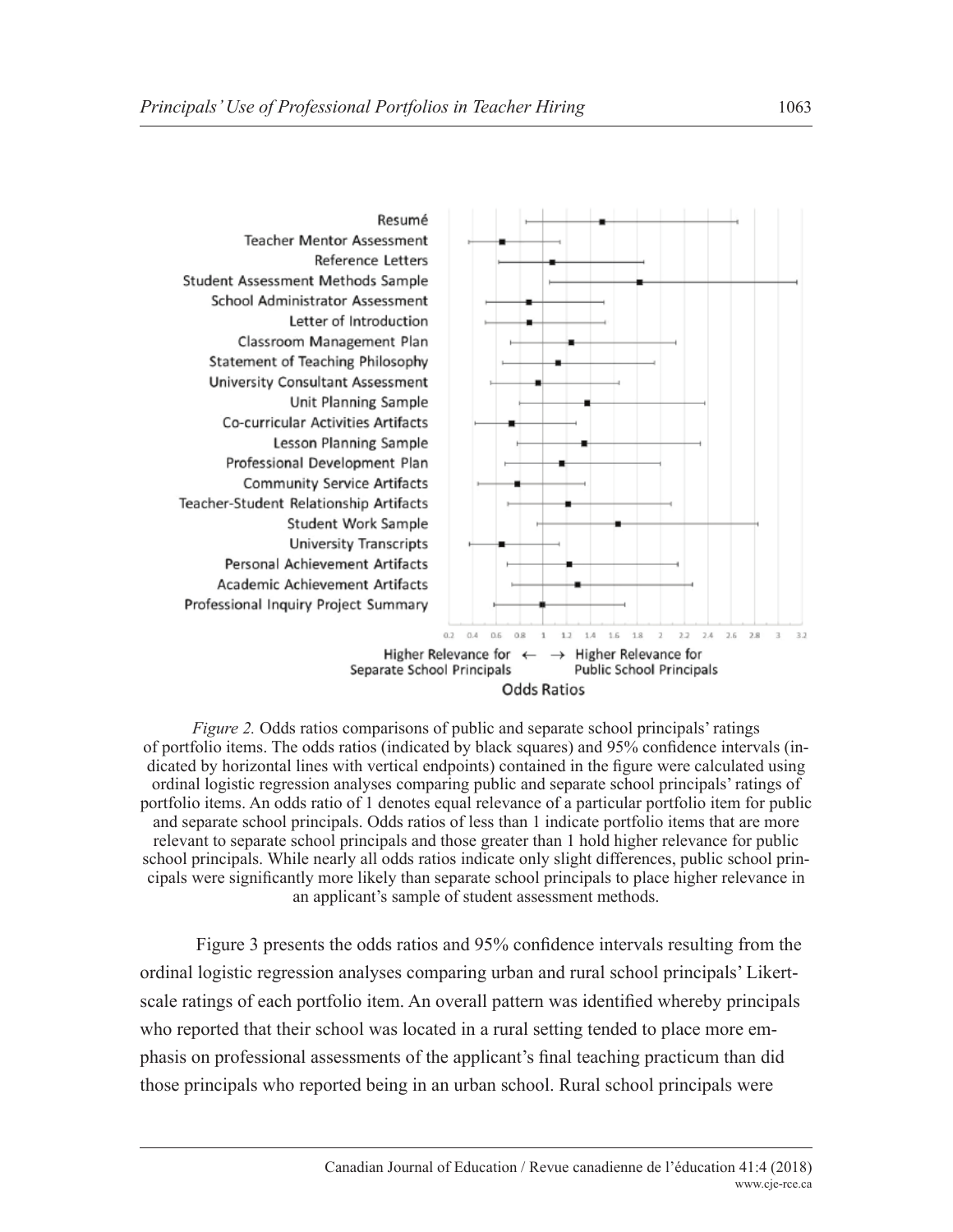Resumé
Teacher Mentor Assessment
Reference Letters
Student Assessment Methods Sample
School Administrator Assessment
Letter of Introduction
Classroom Management Plan
Statement of Teaching Philosophy
University Consultant Assessment
Unit Planning Sample
Co-curricular Activities Artifacts
Lesson Planning Sample
Professional Development Plan
Community Service Artifacts
Teacher-Student Relationship Artifacts
Student Work Sample
University Transcripts
Personal Achievement Artifacts
Academic Achievement Artifacts
Professional Inquiry Project Summary

0.2 0.4 0.6 0.8 1 1.2 1.4 1.6 1.8 2 2.2 2.4 2.6 2.8 3 3.2

Higher Relevance for Separate School Principals ← → Higher Relevance for Public School Principals

Odds Ratios

*Figure 2.* Odds ratios comparisons of public and separate school principals' ratings of portfolio items. The odds ratios (indicated by black squares) and 95% confidence intervals (indicated by horizontal lines with vertical endpoints) contained in the figure were calculated using ordinal logistic regression analyses comparing public and separate school principals' ratings of portfolio items. An odds ratio of 1 denotes equal relevance of a particular portfolio item for public and separate school principals. Odds ratios of less than 1 indicate portfolio items that are more relevant to separate school principals and those greater than 1 hold higher relevance for public school principals. While nearly all odds ratios indicate only slight differences, public school principals were significantly more likely than separate school principals to place higher relevance in an applicant's sample of student assessment methods.

Figure 3 presents the odds ratios and 95% confidence intervals resulting from the ordinal logistic regression analyses comparing urban and rural school principals' Likert-scale ratings of each portfolio item. An overall pattern was identified whereby principals who reported that their school was located in a rural setting tended to place more emphasis on professional assessments of the applicant's final teaching practicum than did those principals who reported being in an urban school. Rural school principals were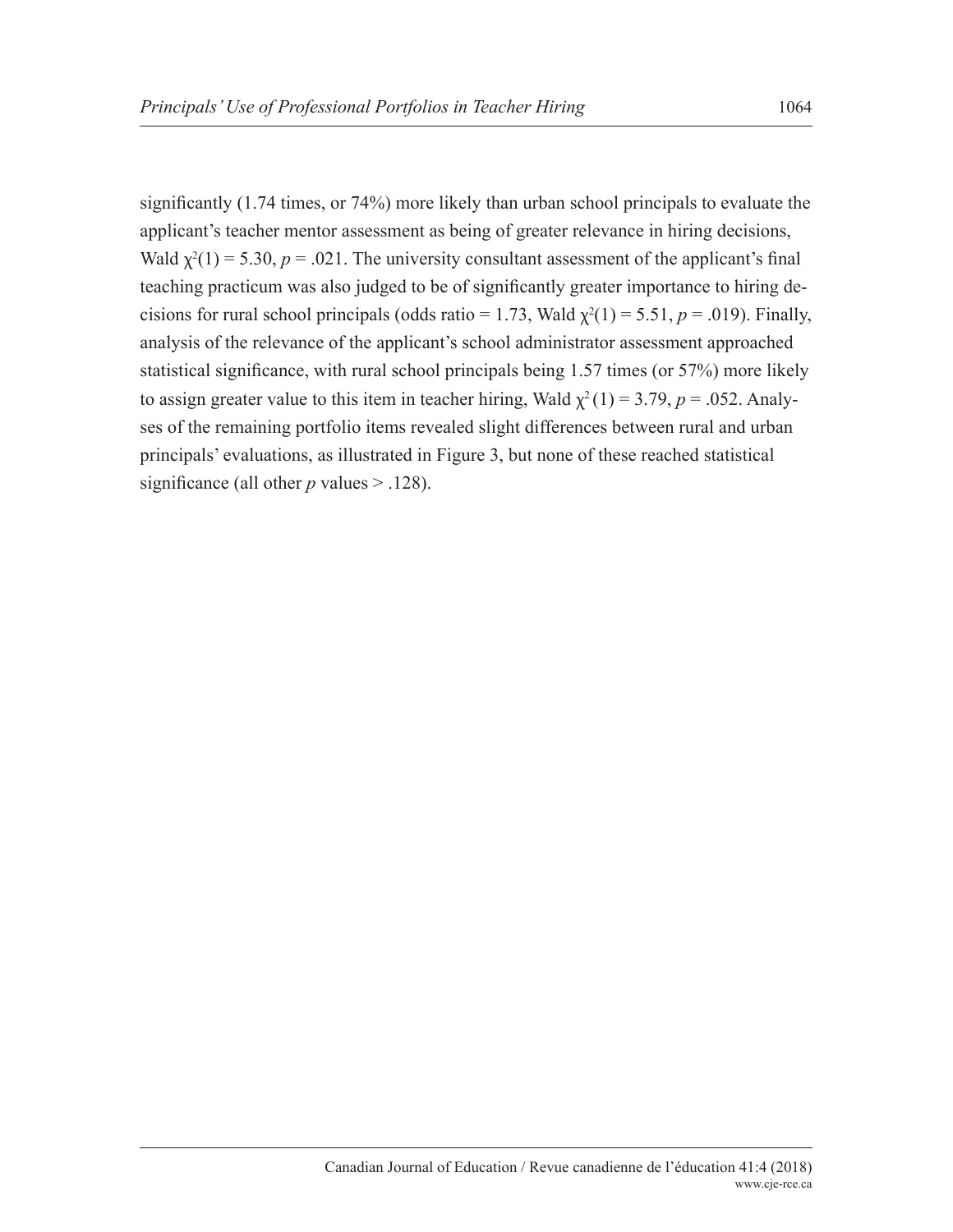significantly (1.74 times, or 74%) more likely than urban school principals to evaluate the applicant's teacher mentor assessment as being of greater relevance in hiring decisions, Wald $\chi^2(1) = 5.30$, $p = .021$. The university consultant assessment of the applicant's final teaching practicum was also judged to be of significantly greater importance to hiring decisions for rural school principals (odds ratio = 1.73, Wald $\chi^2(1) = 5.51$, $p = .019$). Finally, analysis of the relevance of the applicant's school administrator assessment approached statistical significance, with rural school principals being 1.57 times (or 57%) more likely to assign greater value to this item in teacher hiring, Wald $\chi^2(1) = 3.79$, $p = .052$. Analyses of the remaining portfolio items revealed slight differences between rural and urban principals' evaluations, as illustrated in Figure 3, but none of these reached statistical significance (all other *p* values > .128).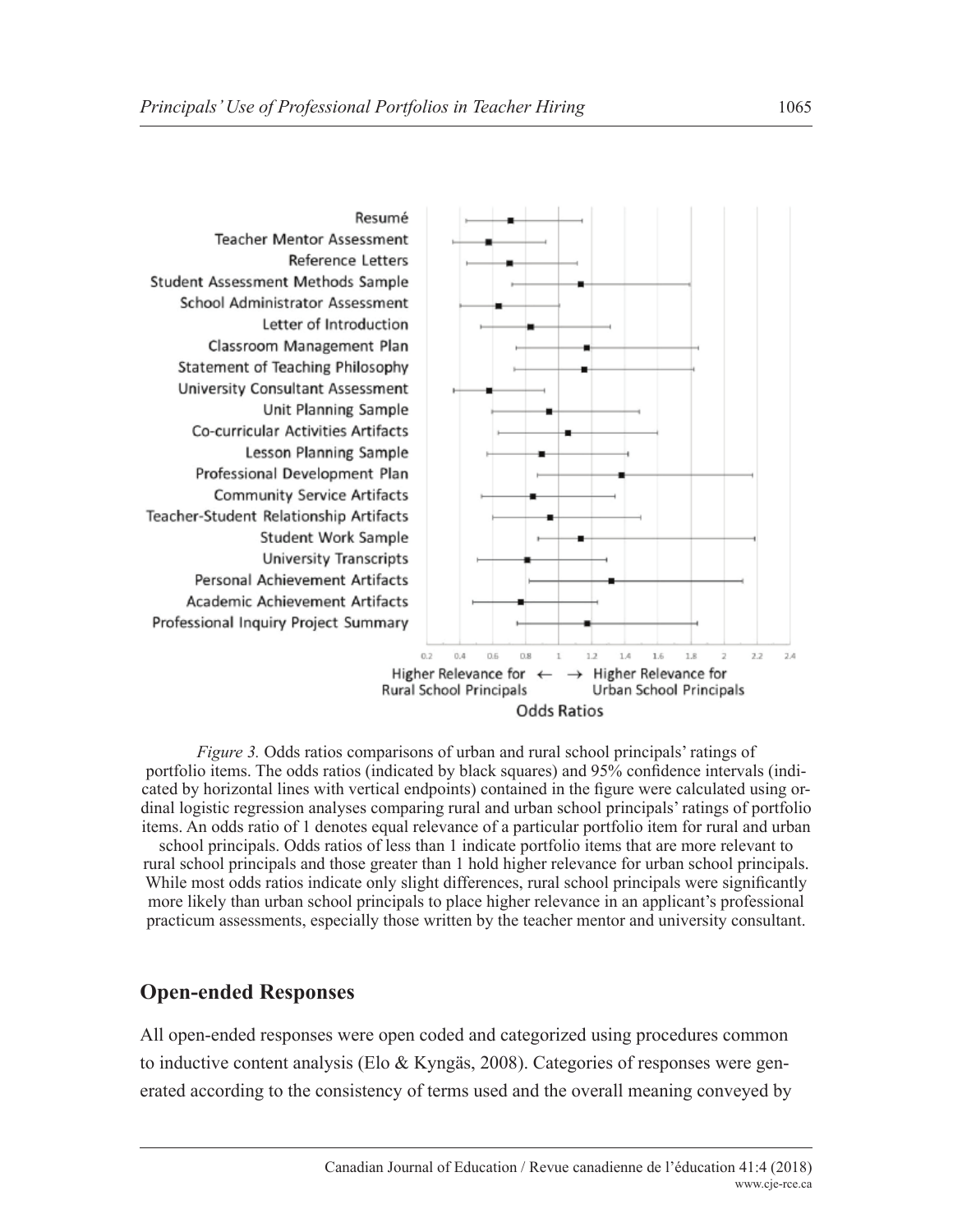*Figure 3.* Odds ratios comparisons of urban and rural school principals' ratings of portfolio items. The odds ratios (indicated by black squares) and 95% confidence intervals (indicated by horizontal lines with vertical endpoints) contained in the figure were calculated using ordinal logistic regression analyses comparing rural and urban school principals' ratings of portfolio items. An odds ratio of 1 denotes equal relevance of a particular portfolio item for rural and urban school principals. Odds ratios of less than 1 indicate portfolio items that are more relevant to rural school principals and those greater than 1 hold higher relevance for urban school principals. While most odds ratios indicate only slight differences, rural school principals were significantly more likely than urban school principals to place higher relevance in an applicant's professional practicum assessments, especially those written by the teacher mentor and university consultant.

## Open-ended Responses

All open-ended responses were open coded and categorized using procedures common to inductive content analysis (Elo & Kyngäs, 2008). Categories of responses were generated according to the consistency of terms used and the overall meaning conveyed by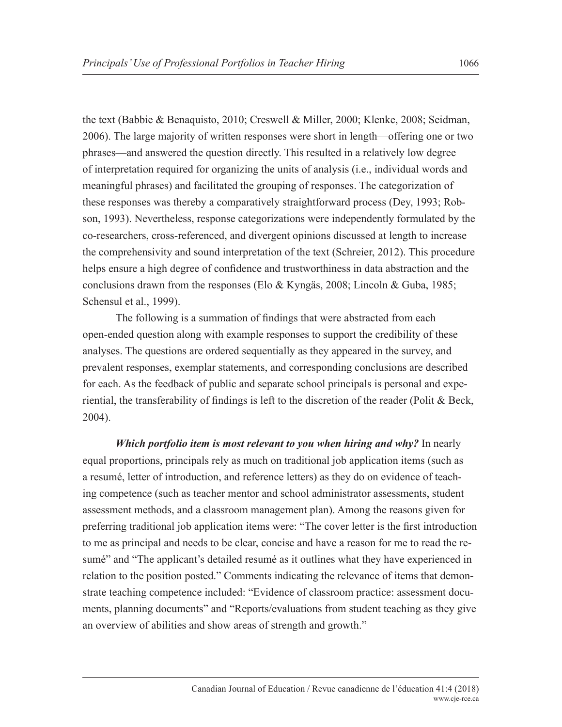the text (Babbie & Benaquisto, 2010; Creswell & Miller, 2000; Klenke, 2008; Seidman, 2006). The large majority of written responses were short in length—offering one or two phrases—and answered the question directly. This resulted in a relatively low degree of interpretation required for organizing the units of analysis (i.e., individual words and meaningful phrases) and facilitated the grouping of responses. The categorization of these responses was thereby a comparatively straightforward process (Dey, 1993; Robson, 1993). Nevertheless, response categorizations were independently formulated by the co-researchers, cross-referenced, and divergent opinions discussed at length to increase the comprehensivity and sound interpretation of the text (Schreier, 2012). This procedure helps ensure a high degree of confidence and trustworthiness in data abstraction and the conclusions drawn from the responses (Elo & Kyngäs, 2008; Lincoln & Guba, 1985; Schensul et al., 1999).

The following is a summation of findings that were abstracted from each open-ended question along with example responses to support the credibility of these analyses. The questions are ordered sequentially as they appeared in the survey, and prevalent responses, exemplar statements, and corresponding conclusions are described for each. As the feedback of public and separate school principals is personal and experiential, the transferability of findings is left to the discretion of the reader (Polit & Beck, 2004).

***Which portfolio item is most relevant to you when hiring and why?*** In nearly equal proportions, principals rely as much on traditional job application items (such as a resumé, letter of introduction, and reference letters) as they do on evidence of teaching competence (such as teacher mentor and school administrator assessments, student assessment methods, and a classroom management plan). Among the reasons given for preferring traditional job application items were: "The cover letter is the first introduction to me as principal and needs to be clear, concise and have a reason for me to read the resumé" and "The applicant's detailed resumé as it outlines what they have experienced in relation to the position posted." Comments indicating the relevance of items that demonstrate teaching competence included: "Evidence of classroom practice: assessment documents, planning documents" and "Reports/evaluations from student teaching as they give an overview of abilities and show areas of strength and growth."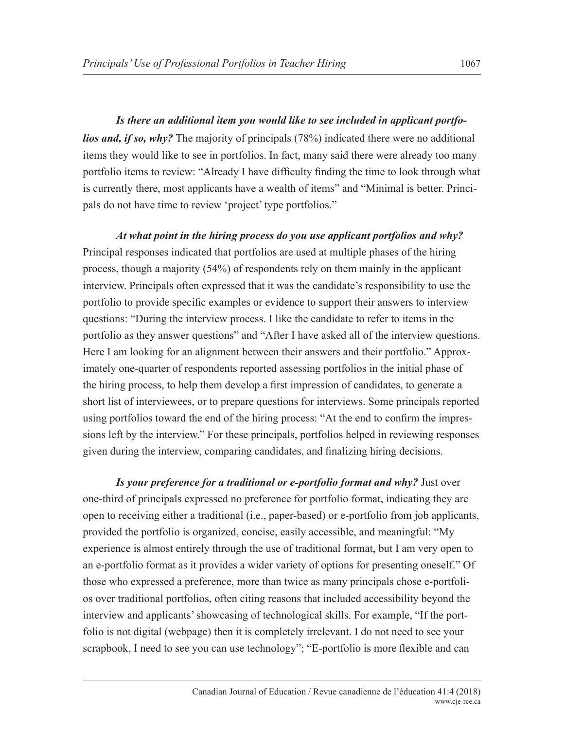***Is there an additional item you would like to see included in applicant portfolios and, if so, why?*** The majority of principals (78%) indicated there were no additional items they would like to see in portfolios. In fact, many said there were already too many portfolio items to review: "Already I have difficulty finding the time to look through what is currently there, most applicants have a wealth of items" and "Minimal is better. Principals do not have time to review 'project' type portfolios."

***At what point in the hiring process do you use applicant portfolios and why?*** Principal responses indicated that portfolios are used at multiple phases of the hiring process, though a majority (54%) of respondents rely on them mainly in the applicant interview. Principals often expressed that it was the candidate's responsibility to use the portfolio to provide specific examples or evidence to support their answers to interview questions: "During the interview process. I like the candidate to refer to items in the portfolio as they answer questions" and "After I have asked all of the interview questions. Here I am looking for an alignment between their answers and their portfolio." Approximately one-quarter of respondents reported assessing portfolios in the initial phase of the hiring process, to help them develop a first impression of candidates, to generate a short list of interviewees, or to prepare questions for interviews. Some principals reported using portfolios toward the end of the hiring process: "At the end to confirm the impressions left by the interview." For these principals, portfolios helped in reviewing responses given during the interview, comparing candidates, and finalizing hiring decisions.

***Is your preference for a traditional or e-portfolio format and why?*** Just over one-third of principals expressed no preference for portfolio format, indicating they are open to receiving either a traditional (i.e., paper-based) or e-portfolio from job applicants, provided the portfolio is organized, concise, easily accessible, and meaningful: "My experience is almost entirely through the use of traditional format, but I am very open to an e-portfolio format as it provides a wider variety of options for presenting oneself." Of those who expressed a preference, more than twice as many principals chose e-portfolios over traditional portfolios, often citing reasons that included accessibility beyond the interview and applicants' showcasing of technological skills. For example, "If the portfolio is not digital (webpage) then it is completely irrelevant. I do not need to see your scrapbook, I need to see you can use technology"; "E-portfolio is more flexible and can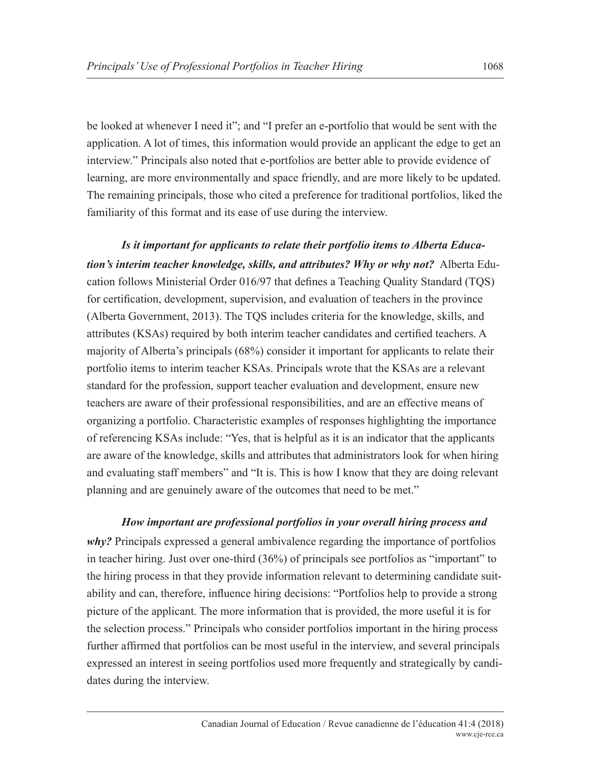be looked at whenever I need it"; and "I prefer an e-portfolio that would be sent with the application. A lot of times, this information would provide an applicant the edge to get an interview." Principals also noted that e-portfolios are better able to provide evidence of learning, are more environmentally and space friendly, and are more likely to be updated. The remaining principals, those who cited a preference for traditional portfolios, liked the familiarity of this format and its ease of use during the interview.

***Is it important for applicants to relate their portfolio items to Alberta Education's interim teacher knowledge, skills, and attributes? Why or why not?*** Alberta Education follows Ministerial Order 016/97 that defines a Teaching Quality Standard (TQS) for certification, development, supervision, and evaluation of teachers in the province (Alberta Government, 2013). The TQS includes criteria for the knowledge, skills, and attributes (KSAs) required by both interim teacher candidates and certified teachers. A majority of Alberta's principals (68%) consider it important for applicants to relate their portfolio items to interim teacher KSAs. Principals wrote that the KSAs are a relevant standard for the profession, support teacher evaluation and development, ensure new teachers are aware of their professional responsibilities, and are an effective means of organizing a portfolio. Characteristic examples of responses highlighting the importance of referencing KSAs include: "Yes, that is helpful as it is an indicator that the applicants are aware of the knowledge, skills and attributes that administrators look for when hiring and evaluating staff members" and "It is. This is how I know that they are doing relevant planning and are genuinely aware of the outcomes that need to be met."

***How important are professional portfolios in your overall hiring process and why?*** Principals expressed a general ambivalence regarding the importance of portfolios in teacher hiring. Just over one-third (36%) of principals see portfolios as "important" to the hiring process in that they provide information relevant to determining candidate suitability and can, therefore, influence hiring decisions: "Portfolios help to provide a strong picture of the applicant. The more information that is provided, the more useful it is for the selection process." Principals who consider portfolios important in the hiring process further affirmed that portfolios can be most useful in the interview, and several principals expressed an interest in seeing portfolios used more frequently and strategically by candidates during the interview.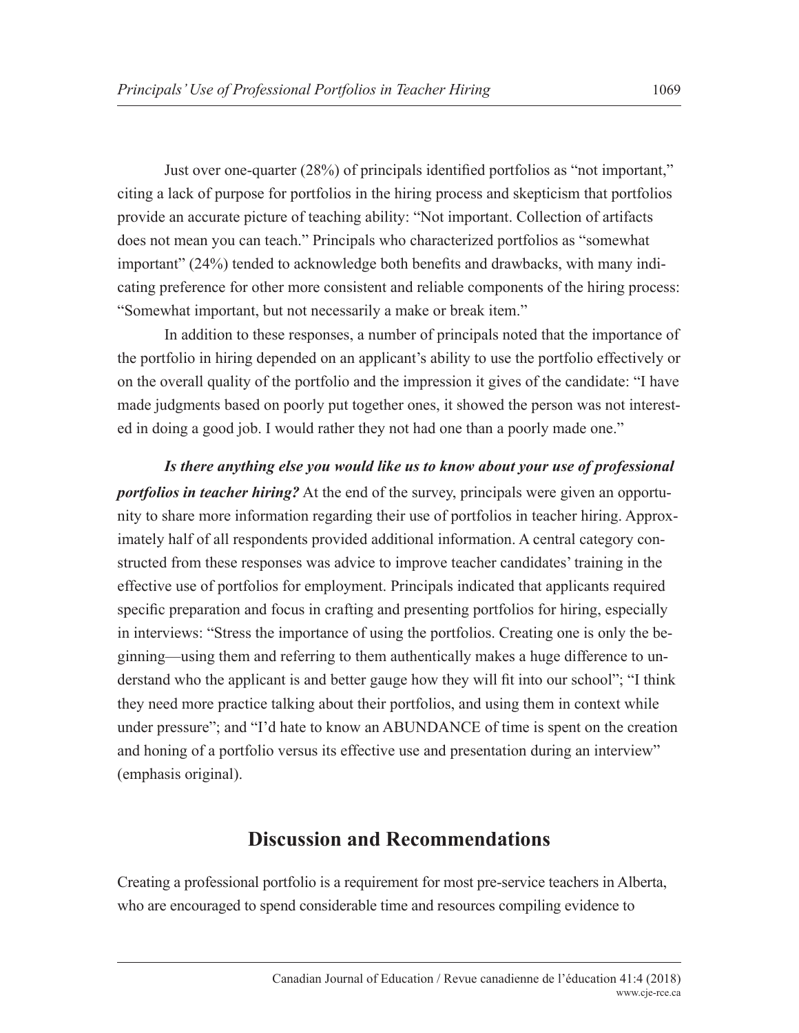Just over one-quarter (28%) of principals identified portfolios as "not important," citing a lack of purpose for portfolios in the hiring process and skepticism that portfolios provide an accurate picture of teaching ability: "Not important. Collection of artifacts does not mean you can teach." Principals who characterized portfolios as "somewhat important" (24%) tended to acknowledge both benefits and drawbacks, with many indicating preference for other more consistent and reliable components of the hiring process: "Somewhat important, but not necessarily a make or break item."

In addition to these responses, a number of principals noted that the importance of the portfolio in hiring depended on an applicant's ability to use the portfolio effectively or on the overall quality of the portfolio and the impression it gives of the candidate: "I have made judgments based on poorly put together ones, it showed the person was not interested in doing a good job. I would rather they not had one than a poorly made one."

***Is there anything else you would like us to know about your use of professional portfolios in teacher hiring?*** At the end of the survey, principals were given an opportunity to share more information regarding their use of portfolios in teacher hiring. Approximately half of all respondents provided additional information. A central category constructed from these responses was advice to improve teacher candidates' training in the effective use of portfolios for employment. Principals indicated that applicants required specific preparation and focus in crafting and presenting portfolios for hiring, especially in interviews: "Stress the importance of using the portfolios. Creating one is only the beginning—using them and referring to them authentically makes a huge difference to understand who the applicant is and better gauge how they will fit into our school"; "I think they need more practice talking about their portfolios, and using them in context while under pressure"; and "I'd hate to know an ABUNDANCE of time is spent on the creation and honing of a portfolio versus its effective use and presentation during an interview" (emphasis original).

## Discussion and Recommendations

Creating a professional portfolio is a requirement for most pre-service teachers in Alberta, who are encouraged to spend considerable time and resources compiling evidence to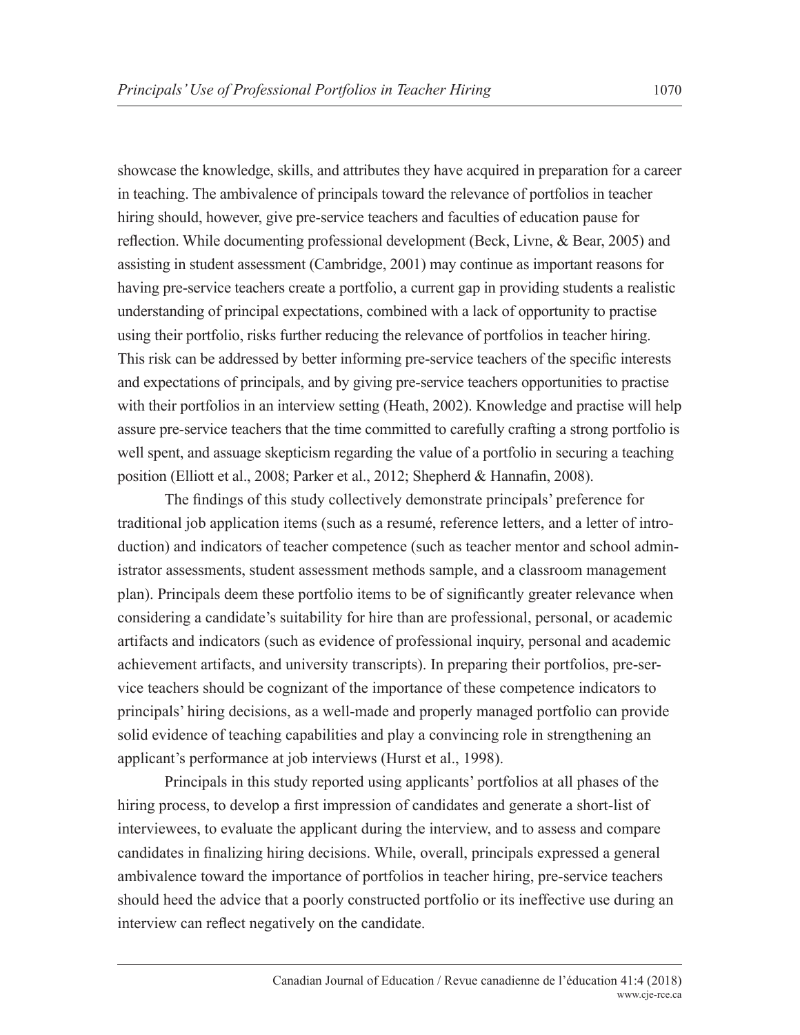showcase the knowledge, skills, and attributes they have acquired in preparation for a career in teaching. The ambivalence of principals toward the relevance of portfolios in teacher hiring should, however, give pre-service teachers and faculties of education pause for reflection. While documenting professional development (Beck, Livne, & Bear, 2005) and assisting in student assessment (Cambridge, 2001) may continue as important reasons for having pre-service teachers create a portfolio, a current gap in providing students a realistic understanding of principal expectations, combined with a lack of opportunity to practise using their portfolio, risks further reducing the relevance of portfolios in teacher hiring. This risk can be addressed by better informing pre-service teachers of the specific interests and expectations of principals, and by giving pre-service teachers opportunities to practise with their portfolios in an interview setting (Heath, 2002). Knowledge and practise will help assure pre-service teachers that the time committed to carefully crafting a strong portfolio is well spent, and assuage skepticism regarding the value of a portfolio in securing a teaching position (Elliott et al., 2008; Parker et al., 2012; Shepherd & Hannafin, 2008).

The findings of this study collectively demonstrate principals' preference for traditional job application items (such as a resumé, reference letters, and a letter of introduction) and indicators of teacher competence (such as teacher mentor and school administrator assessments, student assessment methods sample, and a classroom management plan). Principals deem these portfolio items to be of significantly greater relevance when considering a candidate's suitability for hire than are professional, personal, or academic artifacts and indicators (such as evidence of professional inquiry, personal and academic achievement artifacts, and university transcripts). In preparing their portfolios, pre-service teachers should be cognizant of the importance of these competence indicators to principals' hiring decisions, as a well-made and properly managed portfolio can provide solid evidence of teaching capabilities and play a convincing role in strengthening an applicant's performance at job interviews (Hurst et al., 1998).

Principals in this study reported using applicants' portfolios at all phases of the hiring process, to develop a first impression of candidates and generate a short-list of interviewees, to evaluate the applicant during the interview, and to assess and compare candidates in finalizing hiring decisions. While, overall, principals expressed a general ambivalence toward the importance of portfolios in teacher hiring, pre-service teachers should heed the advice that a poorly constructed portfolio or its ineffective use during an interview can reflect negatively on the candidate.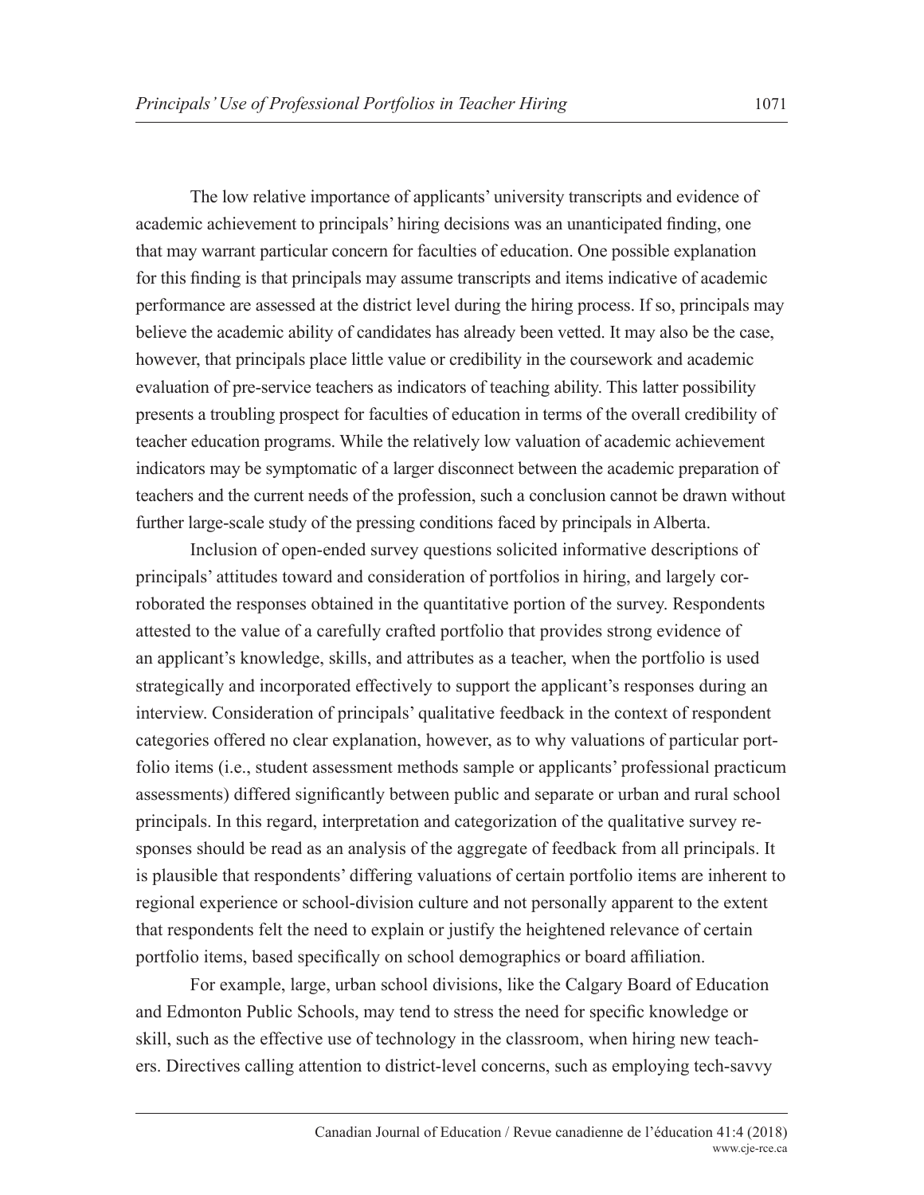The low relative importance of applicants' university transcripts and evidence of academic achievement to principals' hiring decisions was an unanticipated finding, one that may warrant particular concern for faculties of education. One possible explanation for this finding is that principals may assume transcripts and items indicative of academic performance are assessed at the district level during the hiring process. If so, principals may believe the academic ability of candidates has already been vetted. It may also be the case, however, that principals place little value or credibility in the coursework and academic evaluation of pre-service teachers as indicators of teaching ability. This latter possibility presents a troubling prospect for faculties of education in terms of the overall credibility of teacher education programs. While the relatively low valuation of academic achievement indicators may be symptomatic of a larger disconnect between the academic preparation of teachers and the current needs of the profession, such a conclusion cannot be drawn without further large-scale study of the pressing conditions faced by principals in Alberta.

Inclusion of open-ended survey questions solicited informative descriptions of principals' attitudes toward and consideration of portfolios in hiring, and largely corroborated the responses obtained in the quantitative portion of the survey. Respondents attested to the value of a carefully crafted portfolio that provides strong evidence of an applicant's knowledge, skills, and attributes as a teacher, when the portfolio is used strategically and incorporated effectively to support the applicant's responses during an interview. Consideration of principals' qualitative feedback in the context of respondent categories offered no clear explanation, however, as to why valuations of particular portfolio items (i.e., student assessment methods sample or applicants' professional practicum assessments) differed significantly between public and separate or urban and rural school principals. In this regard, interpretation and categorization of the qualitative survey responses should be read as an analysis of the aggregate of feedback from all principals. It is plausible that respondents' differing valuations of certain portfolio items are inherent to regional experience or school-division culture and not personally apparent to the extent that respondents felt the need to explain or justify the heightened relevance of certain portfolio items, based specifically on school demographics or board affiliation.

For example, large, urban school divisions, like the Calgary Board of Education and Edmonton Public Schools, may tend to stress the need for specific knowledge or skill, such as the effective use of technology in the classroom, when hiring new teachers. Directives calling attention to district-level concerns, such as employing tech-savvy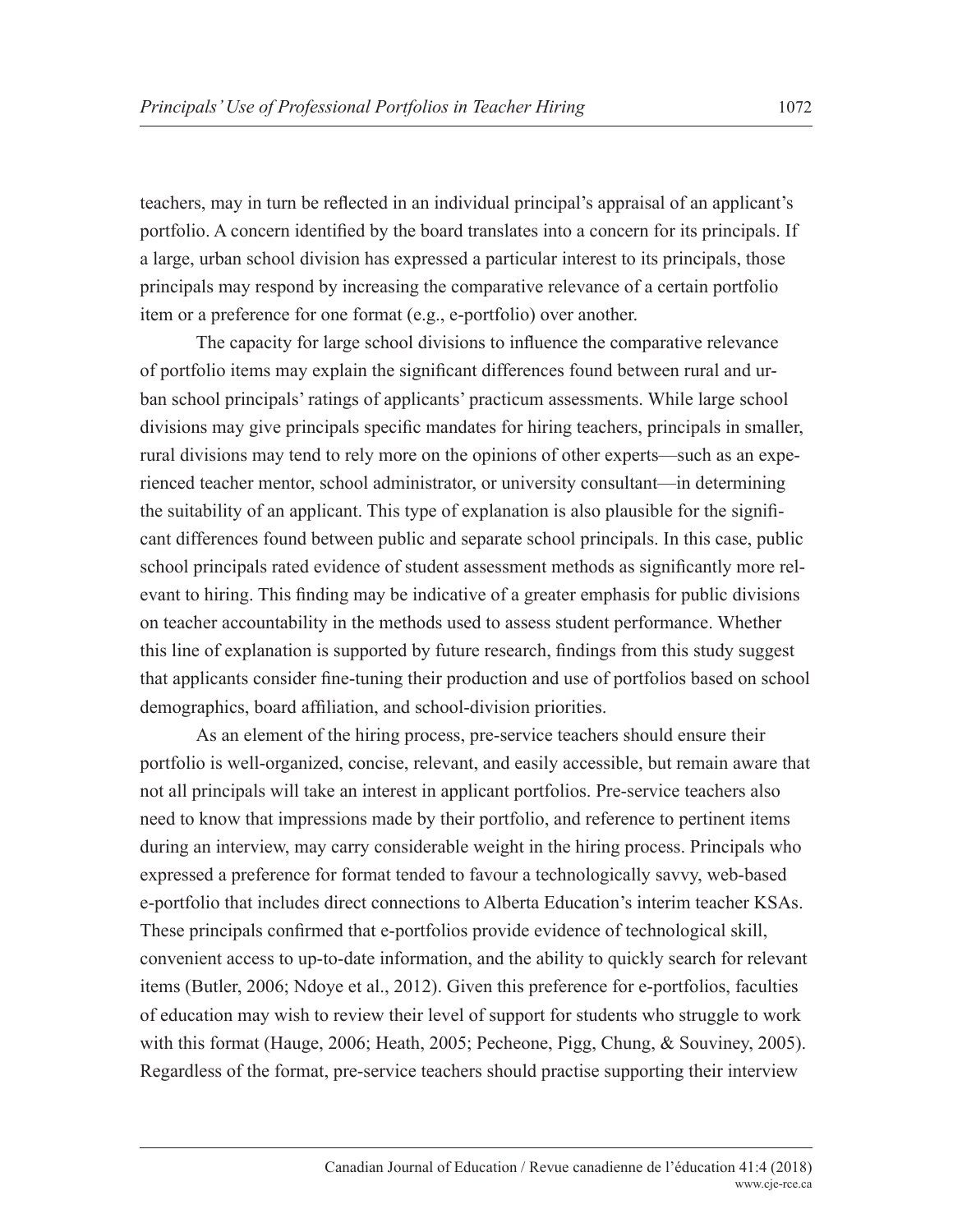teachers, may in turn be reflected in an individual principal's appraisal of an applicant's portfolio. A concern identified by the board translates into a concern for its principals. If a large, urban school division has expressed a particular interest to its principals, those principals may respond by increasing the comparative relevance of a certain portfolio item or a preference for one format (e.g., e-portfolio) over another.

The capacity for large school divisions to influence the comparative relevance of portfolio items may explain the significant differences found between rural and urban school principals' ratings of applicants' practicum assessments. While large school divisions may give principals specific mandates for hiring teachers, principals in smaller, rural divisions may tend to rely more on the opinions of other experts—such as an experienced teacher mentor, school administrator, or university consultant—in determining the suitability of an applicant. This type of explanation is also plausible for the significant differences found between public and separate school principals. In this case, public school principals rated evidence of student assessment methods as significantly more relevant to hiring. This finding may be indicative of a greater emphasis for public divisions on teacher accountability in the methods used to assess student performance. Whether this line of explanation is supported by future research, findings from this study suggest that applicants consider fine-tuning their production and use of portfolios based on school demographics, board affiliation, and school-division priorities.

As an element of the hiring process, pre-service teachers should ensure their portfolio is well-organized, concise, relevant, and easily accessible, but remain aware that not all principals will take an interest in applicant portfolios. Pre-service teachers also need to know that impressions made by their portfolio, and reference to pertinent items during an interview, may carry considerable weight in the hiring process. Principals who expressed a preference for format tended to favour a technologically savvy, web-based e-portfolio that includes direct connections to Alberta Education's interim teacher KSAs. These principals confirmed that e-portfolios provide evidence of technological skill, convenient access to up-to-date information, and the ability to quickly search for relevant items (Butler, 2006; Ndoye et al., 2012). Given this preference for e-portfolios, faculties of education may wish to review their level of support for students who struggle to work with this format (Hauge, 2006; Heath, 2005; Pecheone, Pigg, Chung, & Souviney, 2005). Regardless of the format, pre-service teachers should practise supporting their interview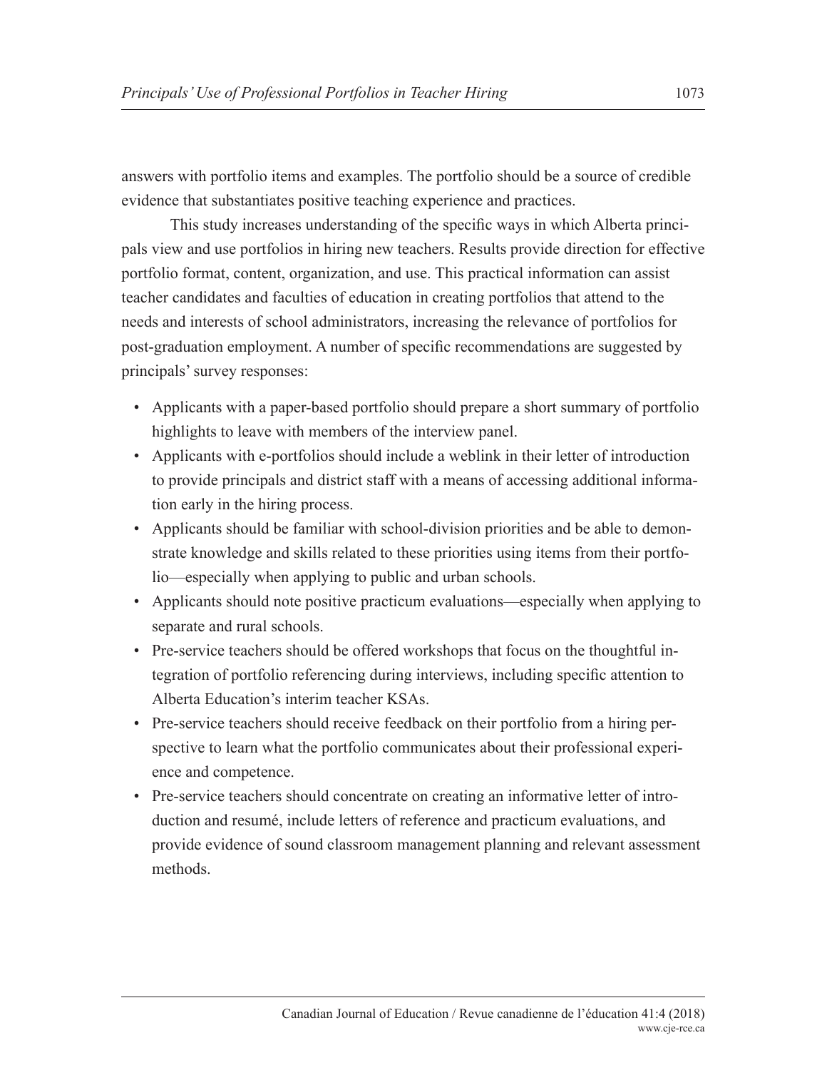answers with portfolio items and examples. The portfolio should be a source of credible evidence that substantiates positive teaching experience and practices.

This study increases understanding of the specific ways in which Alberta principals view and use portfolios in hiring new teachers. Results provide direction for effective portfolio format, content, organization, and use. This practical information can assist teacher candidates and faculties of education in creating portfolios that attend to the needs and interests of school administrators, increasing the relevance of portfolios for post-graduation employment. A number of specific recommendations are suggested by principals' survey responses:

- Applicants with a paper-based portfolio should prepare a short summary of portfolio highlights to leave with members of the interview panel.
- Applicants with e-portfolios should include a weblink in their letter of introduction to provide principals and district staff with a means of accessing additional information early in the hiring process.
- Applicants should be familiar with school-division priorities and be able to demonstrate knowledge and skills related to these priorities using items from their portfolio—especially when applying to public and urban schools.
- Applicants should note positive practicum evaluations—especially when applying to separate and rural schools.
- Pre-service teachers should be offered workshops that focus on the thoughtful integration of portfolio referencing during interviews, including specific attention to Alberta Education's interim teacher KSAs.
- Pre-service teachers should receive feedback on their portfolio from a hiring perspective to learn what the portfolio communicates about their professional experience and competence.
- Pre-service teachers should concentrate on creating an informative letter of introduction and resumé, include letters of reference and practicum evaluations, and provide evidence of sound classroom management planning and relevant assessment methods.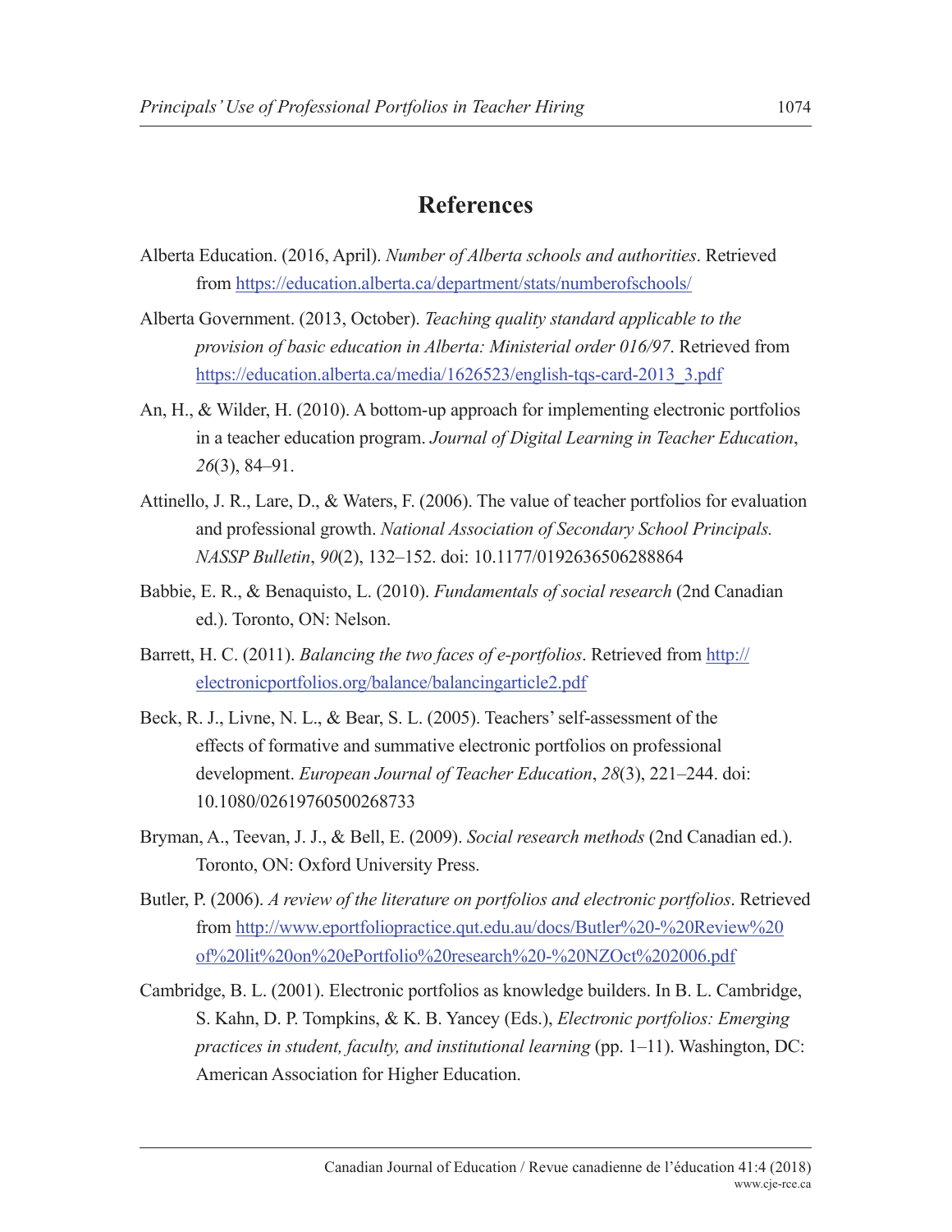## References

Alberta Education. (2016, April). *Number of Alberta schools and authorities*. Retrieved from https://education.alberta.ca/department/stats/numberofschools/

Alberta Government. (2013, October). *Teaching quality standard applicable to the provision of basic education in Alberta: Ministerial order 016/97*. Retrieved from https://education.alberta.ca/media/1626523/english-tqs-card-2013_3.pdf

An, H., & Wilder, H. (2010). A bottom-up approach for implementing electronic portfolios in a teacher education program. *Journal of Digital Learning in Teacher Education*, *26*(3), 84–91.

Attinello, J. R., Lare, D., & Waters, F. (2006). The value of teacher portfolios for evaluation and professional growth. *National Association of Secondary School Principals. NASSP Bulletin*, *90*(2), 132–152. doi: 10.1177/0192636506288864

Babbie, E. R., & Benaquisto, L. (2010). *Fundamentals of social research* (2nd Canadian ed.). Toronto, ON: Nelson.

Barrett, H. C. (2011). *Balancing the two faces of e-portfolios*. Retrieved from http://electronicportfolios.org/balance/balancingarticle2.pdf

Beck, R. J., Livne, N. L., & Bear, S. L. (2005). Teachers' self-assessment of the effects of formative and summative electronic portfolios on professional development. *European Journal of Teacher Education*, *28*(3), 221–244. doi: 10.1080/02619760500268733

Bryman, A., Teevan, J. J., & Bell, E. (2009). *Social research methods* (2nd Canadian ed.). Toronto, ON: Oxford University Press.

Butler, P. (2006). *A review of the literature on portfolios and electronic portfolios*. Retrieved from http://www.eportfoliopractice.qut.edu.au/docs/Butler%20-%20Review%20of%20lit%20on%20ePortfolio%20research%20-%20NZOct%202006.pdf

Cambridge, B. L. (2001). Electronic portfolios as knowledge builders. In B. L. Cambridge, S. Kahn, D. P. Tompkins, & K. B. Yancey (Eds.), *Electronic portfolios: Emerging practices in student, faculty, and institutional learning* (pp. 1–11). Washington, DC: American Association for Higher Education.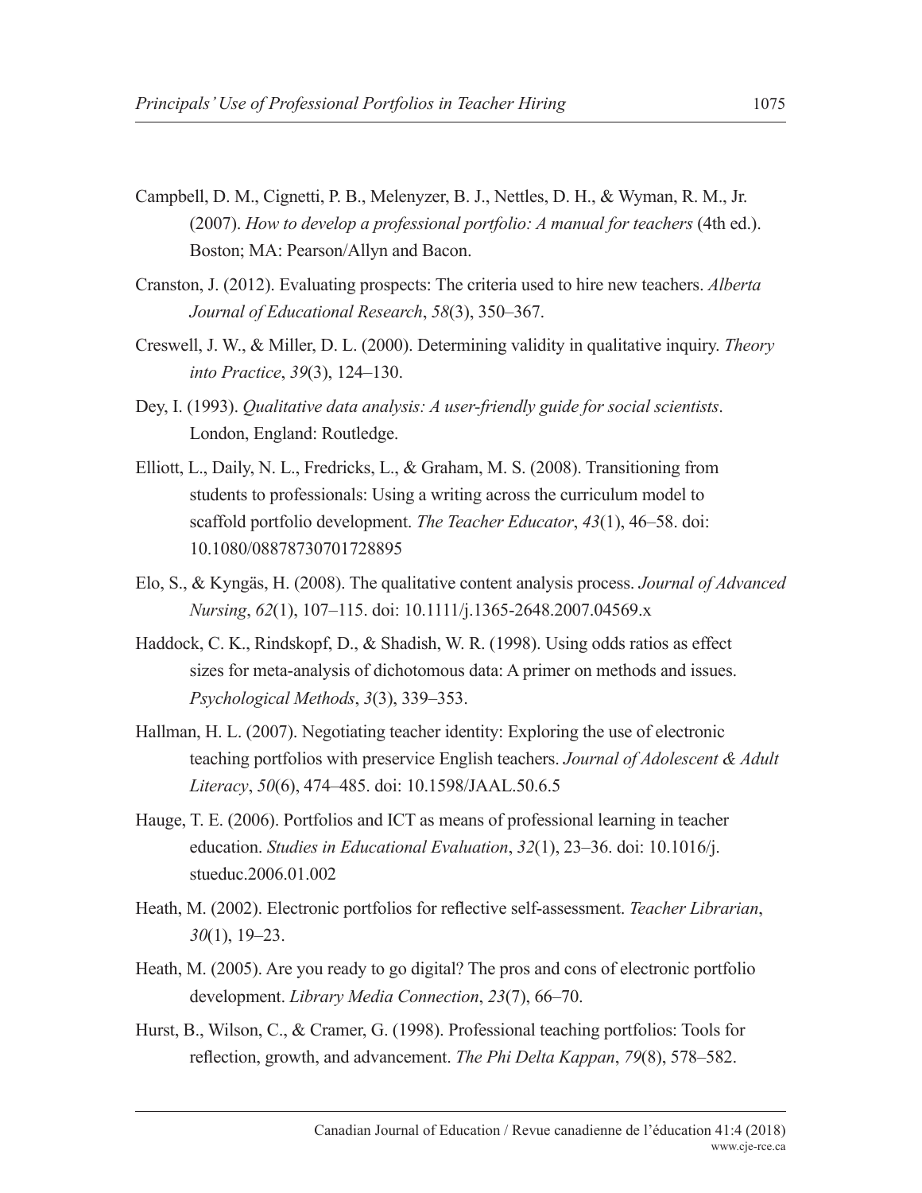Campbell, D. M., Cignetti, P. B., Melenyzer, B. J., Nettles, D. H., & Wyman, R. M., Jr. (2007). *How to develop a professional portfolio: A manual for teachers* (4th ed.). Boston; MA: Pearson/Allyn and Bacon.

Cranston, J. (2012). Evaluating prospects: The criteria used to hire new teachers. *Alberta Journal of Educational Research*, *58*(3), 350–367.

Creswell, J. W., & Miller, D. L. (2000). Determining validity in qualitative inquiry. *Theory into Practice*, *39*(3), 124–130.

Dey, I. (1993). *Qualitative data analysis: A user-friendly guide for social scientists*. London, England: Routledge.

Elliott, L., Daily, N. L., Fredricks, L., & Graham, M. S. (2008). Transitioning from students to professionals: Using a writing across the curriculum model to scaffold portfolio development. *The Teacher Educator*, *43*(1), 46–58. doi: 10.1080/08878730701728895

Elo, S., & Kyngäs, H. (2008). The qualitative content analysis process. *Journal of Advanced Nursing*, *62*(1), 107–115. doi: 10.1111/j.1365-2648.2007.04569.x

Haddock, C. K., Rindskopf, D., & Shadish, W. R. (1998). Using odds ratios as effect sizes for meta-analysis of dichotomous data: A primer on methods and issues. *Psychological Methods*, *3*(3), 339–353.

Hallman, H. L. (2007). Negotiating teacher identity: Exploring the use of electronic teaching portfolios with preservice English teachers. *Journal of Adolescent & Adult Literacy*, *50*(6), 474–485. doi: 10.1598/JAAL.50.6.5

Hauge, T. E. (2006). Portfolios and ICT as means of professional learning in teacher education. *Studies in Educational Evaluation*, *32*(1), 23–36. doi: 10.1016/j.stueduc.2006.01.002

Heath, M. (2002). Electronic portfolios for reflective self-assessment. *Teacher Librarian*, *30*(1), 19–23.

Heath, M. (2005). Are you ready to go digital? The pros and cons of electronic portfolio development. *Library Media Connection*, *23*(7), 66–70.

Hurst, B., Wilson, C., & Cramer, G. (1998). Professional teaching portfolios: Tools for reflection, growth, and advancement. *The Phi Delta Kappan*, *79*(8), 578–582.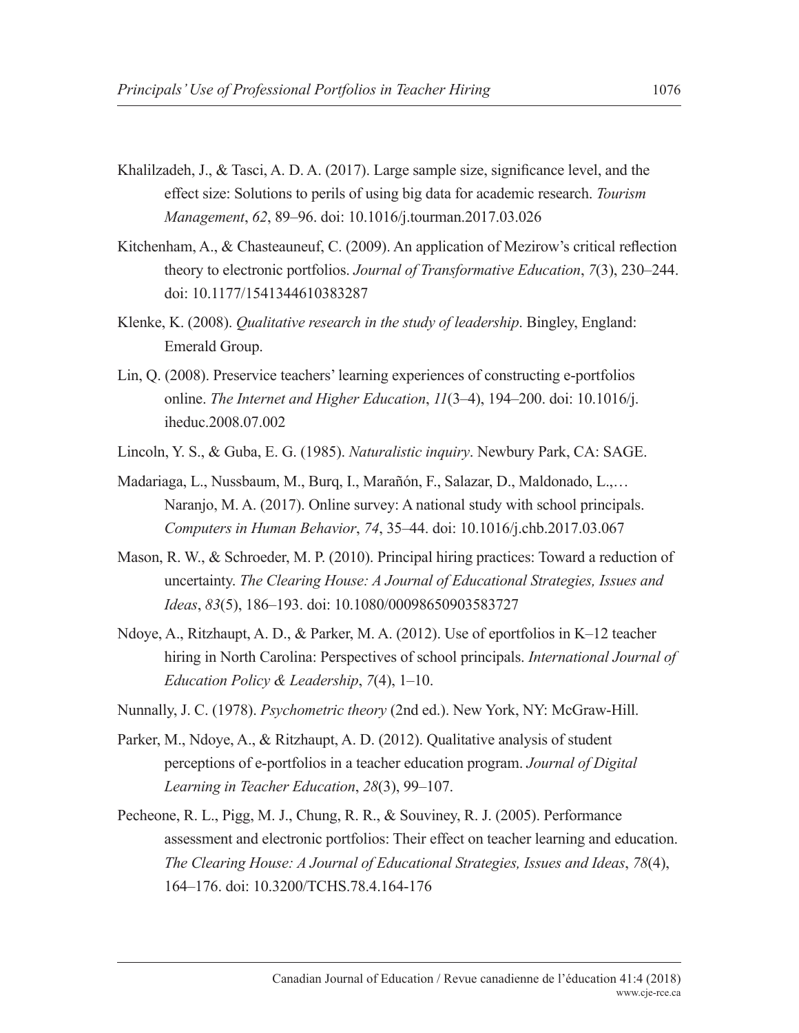Khalilzadeh, J., & Tasci, A. D. A. (2017). Large sample size, significance level, and the effect size: Solutions to perils of using big data for academic research. *Tourism Management*, *62*, 89–96. doi: 10.1016/j.tourman.2017.03.026

Kitchenham, A., & Chasteauneuf, C. (2009). An application of Mezirow's critical reflection theory to electronic portfolios. *Journal of Transformative Education*, *7*(3), 230–244. doi: 10.1177/1541344610383287

Klenke, K. (2008). *Qualitative research in the study of leadership*. Bingley, England: Emerald Group.

Lin, Q. (2008). Preservice teachers' learning experiences of constructing e-portfolios online. *The Internet and Higher Education*, *11*(3–4), 194–200. doi: 10.1016/j.iheduc.2008.07.002

Lincoln, Y. S., & Guba, E. G. (1985). *Naturalistic inquiry*. Newbury Park, CA: SAGE.

Madariaga, L., Nussbaum, M., Burq, I., Marañón, F., Salazar, D., Maldonado, L.,… Naranjo, M. A. (2017). Online survey: A national study with school principals. *Computers in Human Behavior*, *74*, 35–44. doi: 10.1016/j.chb.2017.03.067

Mason, R. W., & Schroeder, M. P. (2010). Principal hiring practices: Toward a reduction of uncertainty. *The Clearing House: A Journal of Educational Strategies, Issues and Ideas*, *83*(5), 186–193. doi: 10.1080/00098650903583727

Ndoye, A., Ritzhaupt, A. D., & Parker, M. A. (2012). Use of eportfolios in K–12 teacher hiring in North Carolina: Perspectives of school principals. *International Journal of Education Policy & Leadership*, *7*(4), 1–10.

Nunnally, J. C. (1978). *Psychometric theory* (2nd ed.). New York, NY: McGraw-Hill.

Parker, M., Ndoye, A., & Ritzhaupt, A. D. (2012). Qualitative analysis of student perceptions of e-portfolios in a teacher education program. *Journal of Digital Learning in Teacher Education*, *28*(3), 99–107.

Pecheone, R. L., Pigg, M. J., Chung, R. R., & Souviney, R. J. (2005). Performance assessment and electronic portfolios: Their effect on teacher learning and education. *The Clearing House: A Journal of Educational Strategies, Issues and Ideas*, *78*(4), 164–176. doi: 10.3200/TCHS.78.4.164-176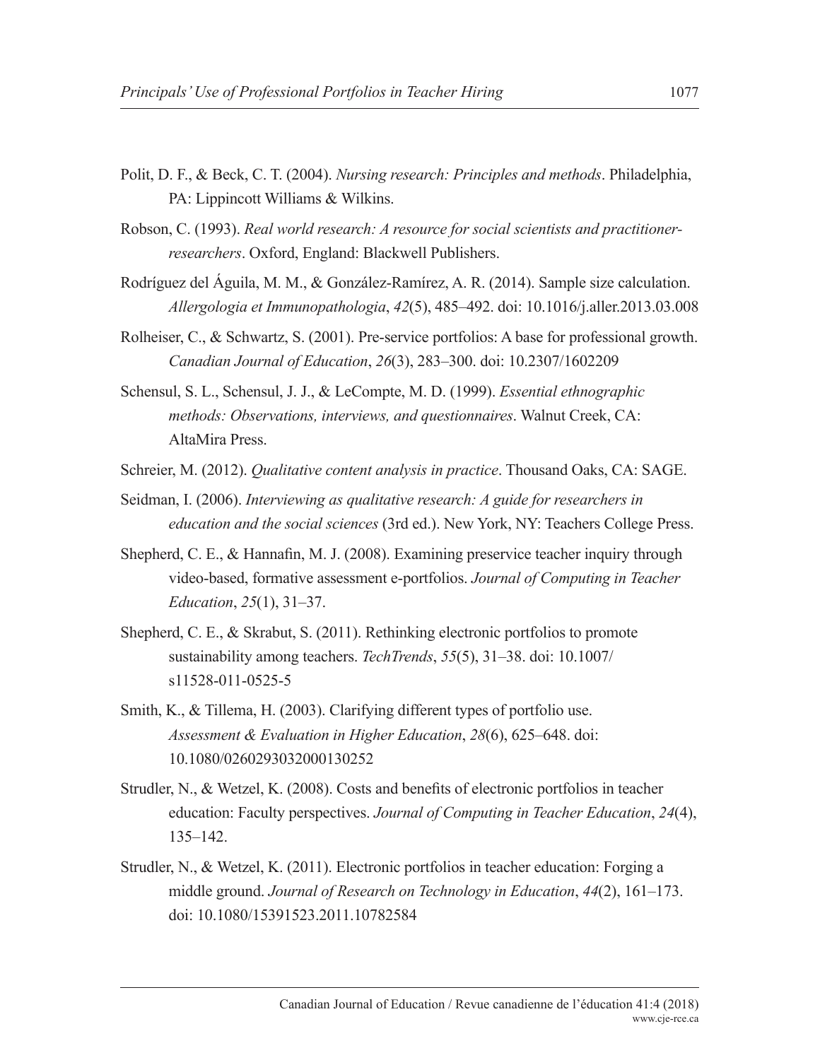Polit, D. F., & Beck, C. T. (2004). *Nursing research: Principles and methods*. Philadelphia, PA: Lippincott Williams & Wilkins.

Robson, C. (1993). *Real world research: A resource for social scientists and practitioner-researchers*. Oxford, England: Blackwell Publishers.

Rodríguez del Águila, M. M., & González-Ramírez, A. R. (2014). Sample size calculation. *Allergologia et Immunopathologia*, *42*(5), 485–492. doi: 10.1016/j.aller.2013.03.008

Rolheiser, C., & Schwartz, S. (2001). Pre-service portfolios: A base for professional growth. *Canadian Journal of Education*, *26*(3), 283–300. doi: 10.2307/1602209

Schensul, S. L., Schensul, J. J., & LeCompte, M. D. (1999). *Essential ethnographic methods: Observations, interviews, and questionnaires*. Walnut Creek, CA: AltaMira Press.

Schreier, M. (2012). *Qualitative content analysis in practice*. Thousand Oaks, CA: SAGE.

Seidman, I. (2006). *Interviewing as qualitative research: A guide for researchers in education and the social sciences* (3rd ed.). New York, NY: Teachers College Press.

Shepherd, C. E., & Hannafin, M. J. (2008). Examining preservice teacher inquiry through video-based, formative assessment e-portfolios. *Journal of Computing in Teacher Education*, *25*(1), 31–37.

Shepherd, C. E., & Skrabut, S. (2011). Rethinking electronic portfolios to promote sustainability among teachers. *TechTrends*, *55*(5), 31–38. doi: 10.1007/s11528-011-0525-5

Smith, K., & Tillema, H. (2003). Clarifying different types of portfolio use. *Assessment & Evaluation in Higher Education*, *28*(6), 625–648. doi: 10.1080/0260293032000130252

Strudler, N., & Wetzel, K. (2008). Costs and benefits of electronic portfolios in teacher education: Faculty perspectives. *Journal of Computing in Teacher Education*, *24*(4), 135–142.

Strudler, N., & Wetzel, K. (2011). Electronic portfolios in teacher education: Forging a middle ground. *Journal of Research on Technology in Education*, *44*(2), 161–173. doi: 10.1080/15391523.2011.10782584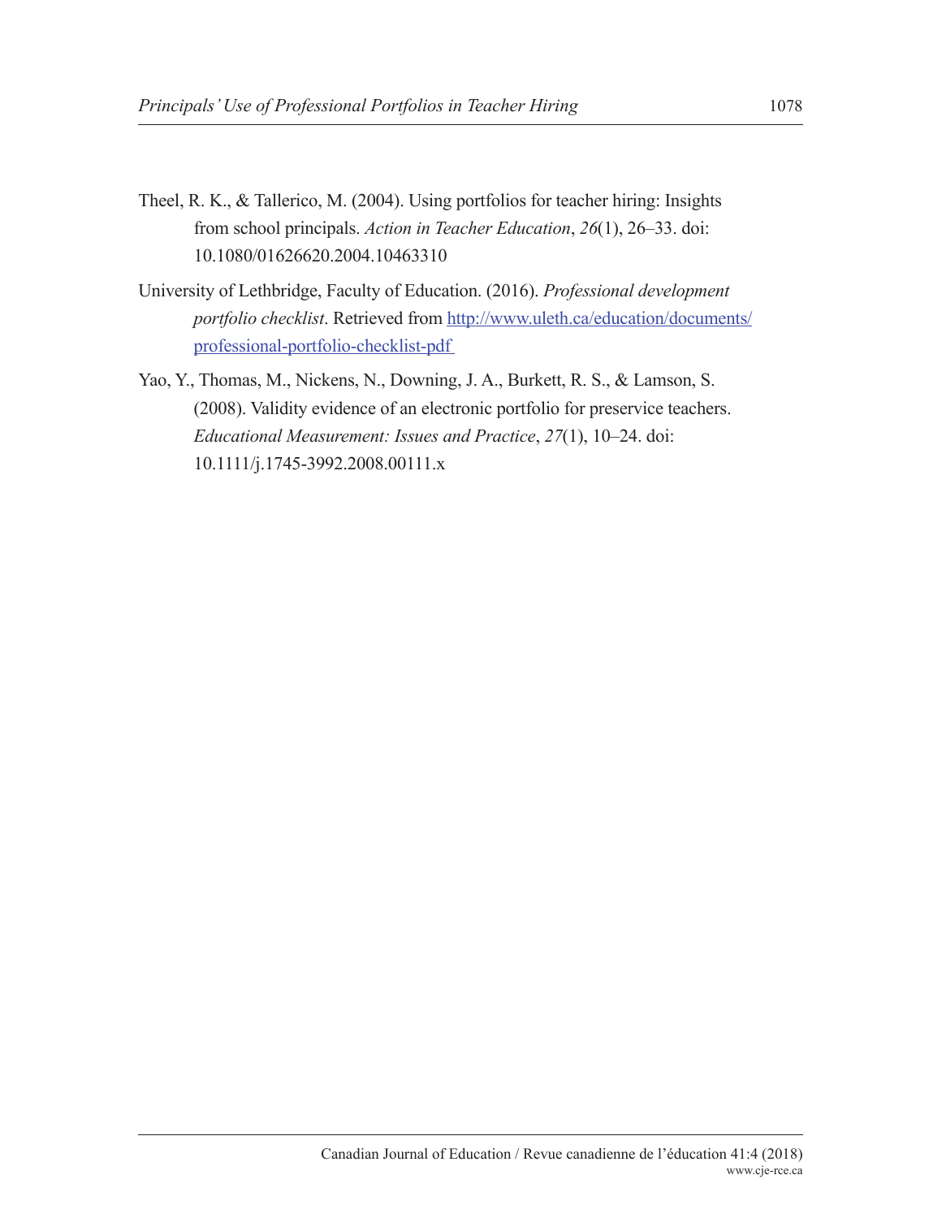Theel, R. K., & Tallerico, M. (2004). Using portfolios for teacher hiring: Insights from school principals. *Action in Teacher Education*, *26*(1), 26–33. doi: 10.1080/01626620.2004.10463310

University of Lethbridge, Faculty of Education. (2016). *Professional development portfolio checklist*. Retrieved from [http://www.uleth.ca/education/documents/professional-portfolio-checklist-pdf](http://www.uleth.ca/education/documents/professional-portfolio-checklist-pdf)

Yao, Y., Thomas, M., Nickens, N., Downing, J. A., Burkett, R. S., & Lamson, S. (2008). Validity evidence of an electronic portfolio for preservice teachers. *Educational Measurement: Issues and Practice*, *27*(1), 10–24. doi: 10.1111/j.1745-3992.2008.00111.x